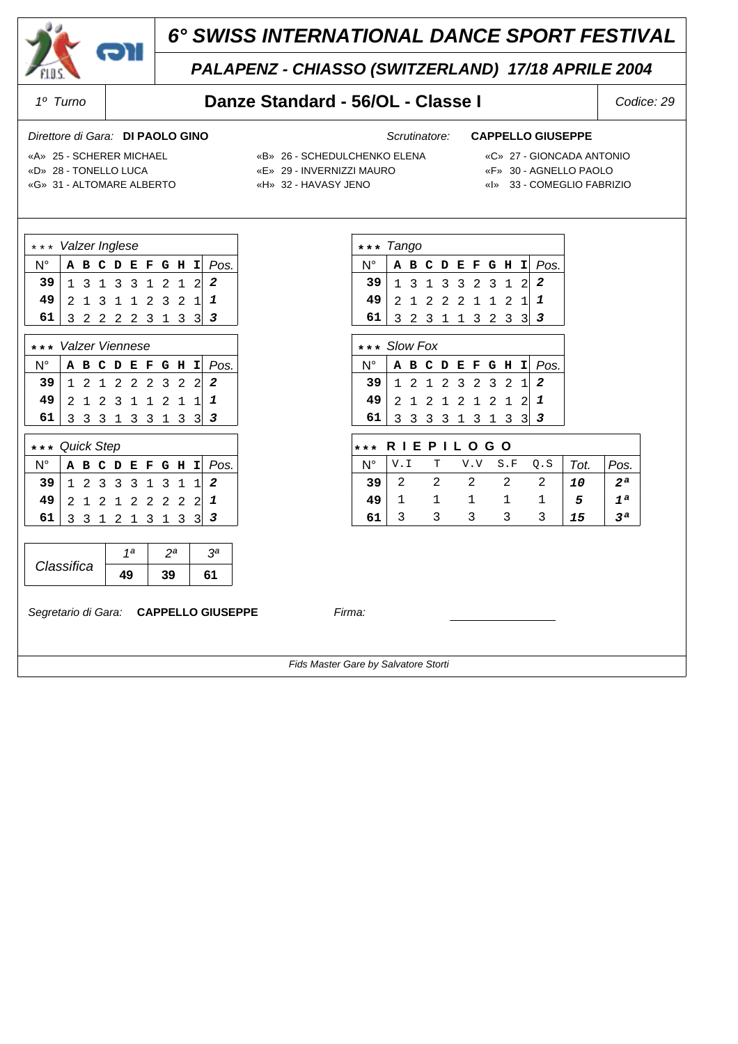# 6° SWISS INTERNATIONAL DANCE SPORT FESTIVAL

## PALAPENZ - CHIASSO (SWITZERLAND) 17/18 APRILE 2004

1º Turno | **Danze Standard - 56/OL - Classe I** | Codice: 29

Direttore di Gara: **DI PAOLO GINO** — Scrutinatore: **CAPPELLO GIUSEPPE**

«A» 25 - SCHERER MICHAEL
«B» 26 - SCHEDULCHENKO ELENA
«C» 27 - GIONCADA ANTONIO
«D» 28 - TONELLO LUCA
«E» 29 - INVERNIZZI MAURO
«F» 30 - AGNELLO PAOLO
«G» 31 - ALTOMARE ALBERTO
«H» 32 - HAVASY JENO
«I» 33 - COMEGLIO FABRIZIO

*** Valzer Inglese

| N° | A | B | C | D | E | F | G | H | I | Pos. |
|---|---|---|---|---|---|---|---|---|---|---|
| 39 | 1 | 3 | 1 | 3 | 3 | 1 | 2 | 1 | 2 | 2 |
| 49 | 2 | 1 | 3 | 1 | 1 | 2 | 3 | 2 | 1 | 1 |
| 61 | 3 | 2 | 2 | 2 | 2 | 3 | 1 | 3 | 3 | 3 |

*** Tango

| N° | A | B | C | D | E | F | G | H | I | Pos. |
|---|---|---|---|---|---|---|---|---|---|---|
| 39 | 1 | 3 | 1 | 3 | 3 | 2 | 3 | 1 | 2 | 2 |
| 49 | 2 | 1 | 2 | 2 | 2 | 1 | 1 | 2 | 1 | 1 |
| 61 | 3 | 2 | 3 | 1 | 1 | 3 | 2 | 3 | 3 | 3 |

*** Valzer Viennese

| N° | A | B | C | D | E | F | G | H | I | Pos. |
|---|---|---|---|---|---|---|---|---|---|---|
| 39 | 1 | 2 | 1 | 2 | 2 | 2 | 3 | 2 | 2 | 2 |
| 49 | 2 | 1 | 2 | 3 | 1 | 1 | 2 | 1 | 1 | 1 |
| 61 | 3 | 3 | 3 | 1 | 3 | 3 | 1 | 3 | 3 | 3 |

*** Slow Fox

| N° | A | B | C | D | E | F | G | H | I | Pos. |
|---|---|---|---|---|---|---|---|---|---|---|
| 39 | 1 | 2 | 1 | 2 | 3 | 2 | 3 | 2 | 1 | 2 |
| 49 | 2 | 1 | 2 | 1 | 2 | 1 | 2 | 1 | 2 | 1 |
| 61 | 3 | 3 | 3 | 3 | 1 | 3 | 1 | 3 | 3 | 3 |

*** Quick Step

| N° | A | B | C | D | E | F | G | H | I | Pos. |
|---|---|---|---|---|---|---|---|---|---|---|
| 39 | 1 | 2 | 3 | 3 | 3 | 1 | 3 | 1 | 1 | 2 |
| 49 | 2 | 1 | 2 | 1 | 2 | 2 | 2 | 2 | 2 | 1 |
| 61 | 3 | 3 | 1 | 2 | 1 | 3 | 1 | 3 | 3 | 3 |

*** RIEPILOGO

| N° | V.I | T | V.V | S.F | Q.S | Tot. | Pos. |
|---|---|---|---|---|---|---|---|
| 39 | 2 | 2 | 2 | 2 | 2 | 10 | 2ª |
| 49 | 1 | 1 | 1 | 1 | 1 | 5 | 1ª |
| 61 | 3 | 3 | 3 | 3 | 3 | 15 | 3ª |

| Classifica | 1ª | 2ª | 3ª |
|---|---|---|---|
| | 49 | 39 | 61 |

Segretario di Gara: **CAPPELLO GIUSEPPE** — Firma: ________________

Fids Master Gare by Salvatore Storti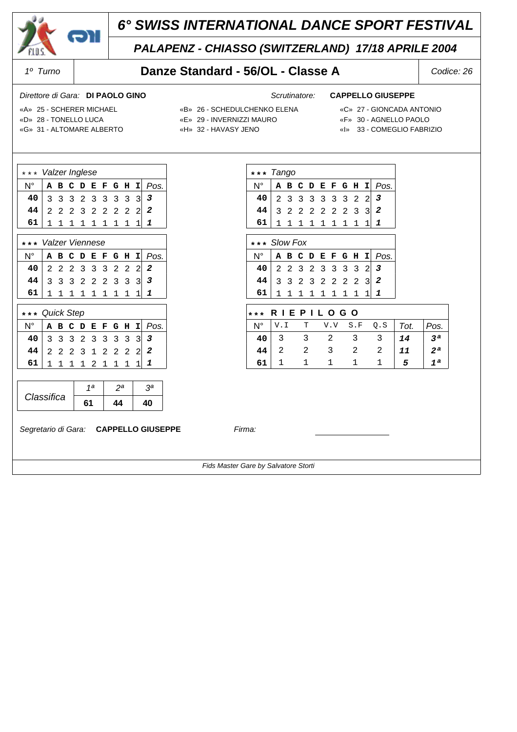# 6° SWISS INTERNATIONAL DANCE SPORT FESTIVAL

## PALAPENZ - CHIASSO (SWITZERLAND) 17/18 APRILE 2004

1° Turno | **Danze Standard - 56/OL - Classe A** | Codice: 26

Direttore di Gara: **DI PAOLO GINO**

Scrutinatore: **CAPPELLO GIUSEPPE**

«A» 25 - SCHERER MICHAEL
«B» 26 - SCHEDULCHENKO ELENA
«C» 27 - GIONCADA ANTONIO
«D» 28 - TONELLO LUCA
«E» 29 - INVERNIZZI MAURO
«F» 30 - AGNELLO PAOLO
«G» 31 - ALTOMARE ALBERTO
«H» 32 - HAVASY JENO
«I» 33 - COMEGLIO FABRIZIO

*** Valzer Inglese

| N° | A | B | C | D | E | F | G | H | I | Pos. |
|---|---|---|---|---|---|---|---|---|---|---|
| 40 | 3 | 3 | 3 | 2 | 3 | 3 | 3 | 3 | 3 | 3 |
| 44 | 2 | 2 | 2 | 3 | 2 | 2 | 2 | 2 | 2 | 2 |
| 61 | 1 | 1 | 1 | 1 | 1 | 1 | 1 | 1 | 1 | 1 |

*** Tango

| N° | A | B | C | D | E | F | G | H | I | Pos. |
|---|---|---|---|---|---|---|---|---|---|---|
| 40 | 2 | 3 | 3 | 3 | 3 | 3 | 3 | 2 | 2 | 3 |
| 44 | 3 | 2 | 2 | 2 | 2 | 2 | 2 | 3 | 3 | 2 |
| 61 | 1 | 1 | 1 | 1 | 1 | 1 | 1 | 1 | 1 | 1 |

*** Valzer Viennese

| N° | A | B | C | D | E | F | G | H | I | Pos. |
|---|---|---|---|---|---|---|---|---|---|---|
| 40 | 2 | 2 | 2 | 3 | 3 | 3 | 2 | 2 | 2 | 2 |
| 44 | 3 | 3 | 3 | 2 | 2 | 2 | 3 | 3 | 3 | 3 |
| 61 | 1 | 1 | 1 | 1 | 1 | 1 | 1 | 1 | 1 | 1 |

*** Slow Fox

| N° | A | B | C | D | E | F | G | H | I | Pos. |
|---|---|---|---|---|---|---|---|---|---|---|
| 40 | 2 | 2 | 3 | 2 | 3 | 3 | 3 | 3 | 2 | 3 |
| 44 | 3 | 3 | 2 | 3 | 2 | 2 | 2 | 2 | 3 | 2 |
| 61 | 1 | 1 | 1 | 1 | 1 | 1 | 1 | 1 | 1 | 1 |

*** Quick Step

| N° | A | B | C | D | E | F | G | H | I | Pos. |
|---|---|---|---|---|---|---|---|---|---|---|
| 40 | 3 | 3 | 3 | 2 | 3 | 3 | 3 | 3 | 3 | 3 |
| 44 | 2 | 2 | 2 | 3 | 1 | 2 | 2 | 2 | 2 | 2 |
| 61 | 1 | 1 | 1 | 1 | 2 | 1 | 1 | 1 | 1 | 1 |

*** RIEPILOGO

| N° | V.I | T | V.V | S.F | Q.S | Tot. | Pos. |
|---|---|---|---|---|---|---|---|
| 40 | 3 | 3 | 2 | 3 | 3 | 14 | 3ª |
| 44 | 2 | 2 | 3 | 2 | 2 | 11 | 2ª |
| 61 | 1 | 1 | 1 | 1 | 1 | 5 | 1ª |

| Classifica | 1ª | 2ª | 3ª |
|---|---|---|---|
| | 61 | 44 | 40 |

Segretario di Gara: **CAPPELLO GIUSEPPE**

Firma: ________________

Fids Master Gare by Salvatore Storti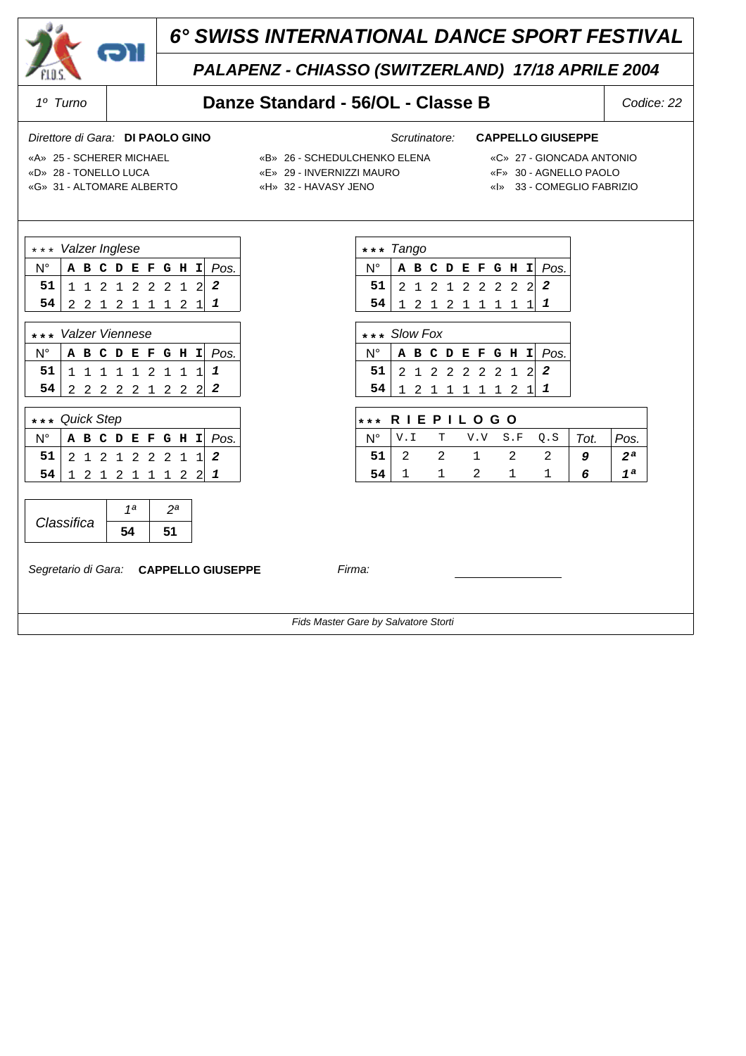# 6° SWISS INTERNATIONAL DANCE SPORT FESTIVAL

## PALAPENZ - CHIASSO (SWITZERLAND) 17/18 APRILE 2004

| 1° Turno | Danze Standard - 56/OL - Classe B | Codice: 22 |
|---|---|---|

*Direttore di Gara:* **DI PAOLO GINO** *Scrutinatore:* **CAPPELLO GIUSEPPE**

«A» 25 - SCHERER MICHAEL «B» 26 - SCHEDULCHENKO ELENA «C» 27 - GIONCADA ANTONIO
«D» 28 - TONELLO LUCA «E» 29 - INVERNIZZI MAURO «F» 30 - AGNELLO PAOLO
«G» 31 - ALTOMARE ALBERTO «H» 32 - HAVASY JENO «I» 33 - COMEGLIO FABRIZIO

*** *Valzer Inglese*

| N° | A | B | C | D | E | F | G | H | I | Pos. |
|---|---|---|---|---|---|---|---|---|---|---|
| 51 | 1 | 1 | 2 | 1 | 2 | 2 | 2 | 1 | 2 | 2 |
| 54 | 2 | 2 | 1 | 2 | 1 | 1 | 1 | 2 | 1 | 1 |

*** *Tango*

| N° | A | B | C | D | E | F | G | H | I | Pos. |
|---|---|---|---|---|---|---|---|---|---|---|
| 51 | 2 | 1 | 2 | 1 | 2 | 2 | 2 | 2 | 2 | 2 |
| 54 | 1 | 2 | 1 | 2 | 1 | 1 | 1 | 1 | 1 | 1 |

*** *Valzer Viennese*

| N° | A | B | C | D | E | F | G | H | I | Pos. |
|---|---|---|---|---|---|---|---|---|---|---|
| 51 | 1 | 1 | 1 | 1 | 1 | 2 | 1 | 1 | 1 | 1 |
| 54 | 2 | 2 | 2 | 2 | 2 | 1 | 2 | 2 | 2 | 2 |

*** *Slow Fox*

| N° | A | B | C | D | E | F | G | H | I | Pos. |
|---|---|---|---|---|---|---|---|---|---|---|
| 51 | 2 | 1 | 2 | 2 | 2 | 2 | 2 | 1 | 2 | 2 |
| 54 | 1 | 2 | 1 | 1 | 1 | 1 | 1 | 2 | 1 | 1 |

*** *Quick Step*

| N° | A | B | C | D | E | F | G | H | I | Pos. |
|---|---|---|---|---|---|---|---|---|---|---|
| 51 | 2 | 1 | 2 | 1 | 2 | 2 | 2 | 1 | 1 | 2 |
| 54 | 1 | 2 | 1 | 2 | 1 | 1 | 1 | 2 | 2 | 1 |

*** **R I E P I L O G O**

| N° | V.I | T | V.V | S.F | Q.S | Tot. | Pos. |
|---|---|---|---|---|---|---|---|
| 51 | 2 | 2 | 1 | 2 | 2 | 9 | 2ª |
| 54 | 1 | 1 | 2 | 1 | 1 | 6 | 1ª |

| Classifica | 1ª | 2ª |
|---|---|---|
| | 54 | 51 |

*Segretario di Gara:* **CAPPELLO GIUSEPPE** *Firma:* ________________

*Fids Master Gare by Salvatore Storti*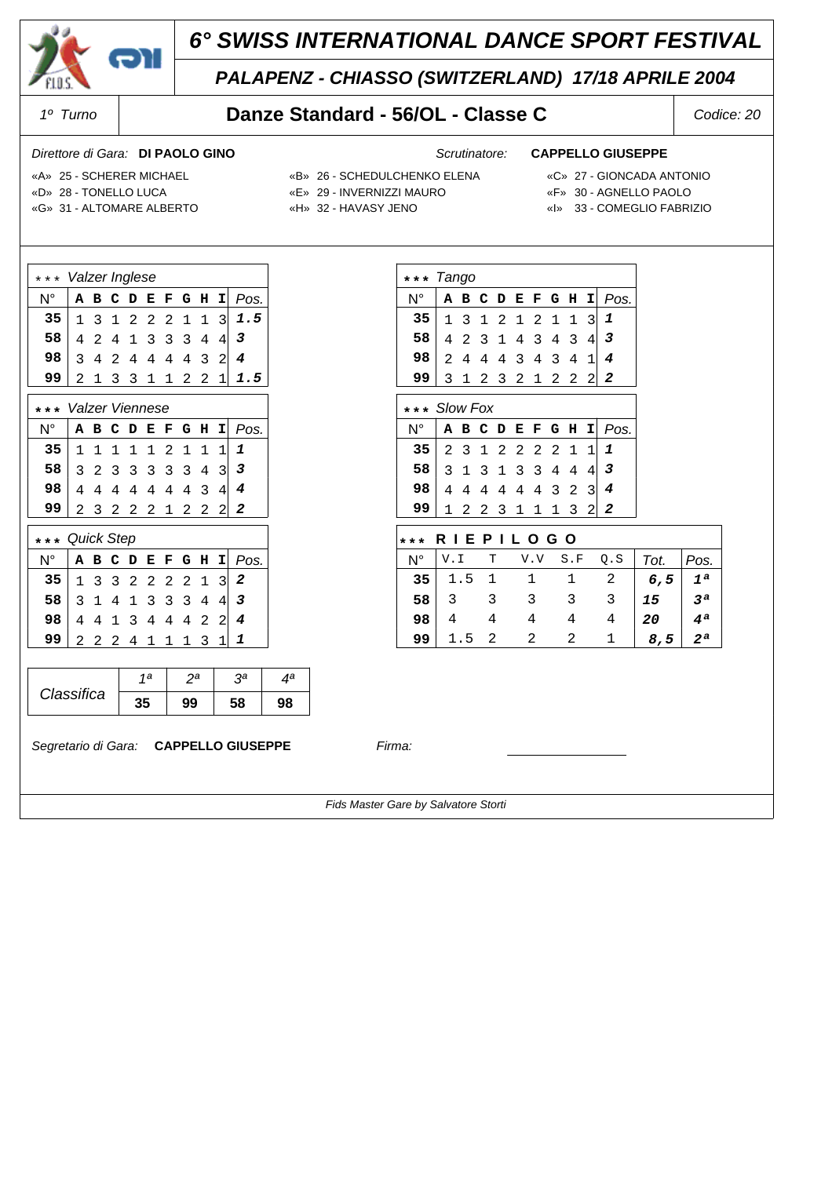# 6° SWISS INTERNATIONAL DANCE SPORT FESTIVAL

## PALAPENZ - CHIASSO (SWITZERLAND) 17/18 APRILE 2004

1º Turno | **Danze Standard - 56/OL - Classe C** | Codice: 20

Direttore di Gara: **DI PAOLO GINO** — Scrutinatore: **CAPPELLO GIUSEPPE**

«A» 25 - SCHERER MICHAEL
«B» 26 - SCHEDULCHENKO ELENA
«C» 27 - GIONCADA ANTONIO
«D» 28 - TONELLO LUCA
«E» 29 - INVERNIZZI MAURO
«F» 30 - AGNELLO PAOLO
«G» 31 - ALTOMARE ALBERTO
«H» 32 - HAVASY JENO
«I» 33 - COMEGLIO FABRIZIO

*** Valzer Inglese

| N° | A | B | C | D | E | F | G | H | I | Pos. |
|---|---|---|---|---|---|---|---|---|---|---|
| 35 | 1 | 3 | 1 | 2 | 2 | 2 | 1 | 1 | 3 | 1.5 |
| 58 | 4 | 2 | 4 | 1 | 3 | 3 | 3 | 4 | 4 | 3 |
| 98 | 3 | 4 | 2 | 4 | 4 | 4 | 4 | 3 | 2 | 4 |
| 99 | 2 | 1 | 3 | 3 | 1 | 1 | 2 | 2 | 1 | 1.5 |

*** Tango

| N° | A | B | C | D | E | F | G | H | I | Pos. |
|---|---|---|---|---|---|---|---|---|---|---|
| 35 | 1 | 3 | 1 | 2 | 1 | 2 | 1 | 1 | 3 | 1 |
| 58 | 4 | 2 | 3 | 1 | 4 | 3 | 4 | 3 | 4 | 3 |
| 98 | 2 | 4 | 4 | 4 | 3 | 4 | 3 | 4 | 1 | 4 |
| 99 | 3 | 1 | 2 | 3 | 2 | 1 | 2 | 2 | 2 | 2 |

*** Valzer Viennese

| N° | A | B | C | D | E | F | G | H | I | Pos. |
|---|---|---|---|---|---|---|---|---|---|---|
| 35 | 1 | 1 | 1 | 1 | 1 | 2 | 1 | 1 | 1 | 1 |
| 58 | 3 | 2 | 3 | 3 | 3 | 3 | 3 | 4 | 3 | 3 |
| 98 | 4 | 4 | 4 | 4 | 4 | 4 | 4 | 3 | 4 | 4 |
| 99 | 2 | 3 | 2 | 2 | 2 | 1 | 2 | 2 | 2 | 2 |

*** Slow Fox

| N° | A | B | C | D | E | F | G | H | I | Pos. |
|---|---|---|---|---|---|---|---|---|---|---|
| 35 | 2 | 3 | 1 | 2 | 2 | 2 | 2 | 1 | 1 | 1 |
| 58 | 3 | 1 | 3 | 1 | 3 | 3 | 4 | 4 | 4 | 3 |
| 98 | 4 | 4 | 4 | 4 | 4 | 4 | 3 | 2 | 3 | 4 |
| 99 | 1 | 2 | 2 | 3 | 1 | 1 | 1 | 3 | 2 | 2 |

*** Quick Step

| N° | A | B | C | D | E | F | G | H | I | Pos. |
|---|---|---|---|---|---|---|---|---|---|---|
| 35 | 1 | 3 | 3 | 2 | 2 | 2 | 2 | 1 | 3 | 2 |
| 58 | 3 | 1 | 4 | 1 | 3 | 3 | 3 | 4 | 4 | 3 |
| 98 | 4 | 4 | 1 | 3 | 4 | 4 | 4 | 2 | 2 | 4 |
| 99 | 2 | 2 | 2 | 4 | 1 | 1 | 1 | 3 | 1 | 1 |

*** RIEPILOGO

| N° | V.I | T | V.V | S.F | Q.S | Tot. | Pos. |
|---|---|---|---|---|---|---|---|
| 35 | 1.5 | 1 | 1 | 1 | 2 | 6,5 | 1ª |
| 58 | 3 | 3 | 3 | 3 | 3 | 15 | 3ª |
| 98 | 4 | 4 | 4 | 4 | 4 | 20 | 4ª |
| 99 | 1.5 | 2 | 2 | 2 | 1 | 8,5 | 2ª |

| Classifica | 1ª | 2ª | 3ª | 4ª |
|---|---|---|---|---|
| | 35 | 99 | 58 | 98 |

Segretario di Gara: **CAPPELLO GIUSEPPE** — Firma: ________________

Fids Master Gare by Salvatore Storti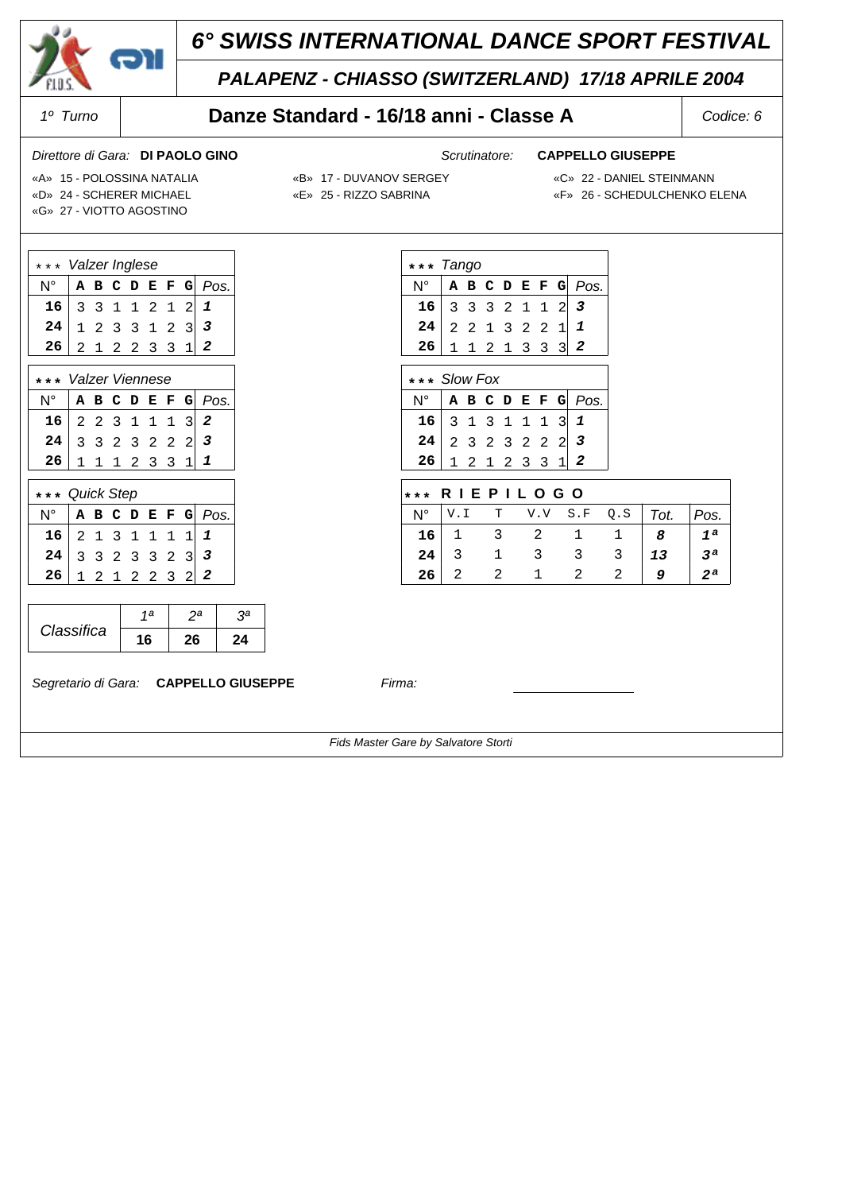# 6° SWISS INTERNATIONAL DANCE SPORT FESTIVAL

## PALAPENZ - CHIASSO (SWITZERLAND) 17/18 APRILE 2004

1° Turno | **Danze Standard - 16/18 anni - Classe A** | Codice: 6

Direttore di Gara: **DI PAOLO GINO** Scrutinatore: **CAPPELLO GIUSEPPE**

«A» 15 - POLOSSINA NATALIA
«B» 17 - DUVANOV SERGEY
«C» 22 - DANIEL STEINMANN
«D» 24 - SCHERER MICHAEL
«E» 25 - RIZZO SABRINA
«F» 26 - SCHEDULCHENKO ELENA
«G» 27 - VIOTTO AGOSTINO

*** Valzer Inglese

| N° | A | B | C | D | E | F | G | Pos. |
|---|---|---|---|---|---|---|---|---|
| 16 | 3 | 3 | 1 | 1 | 2 | 1 | 2 | 1 |
| 24 | 1 | 2 | 3 | 3 | 1 | 2 | 3 | 3 |
| 26 | 2 | 1 | 2 | 2 | 3 | 3 | 1 | 2 |

*** Valzer Viennese

| N° | A | B | C | D | E | F | G | Pos. |
|---|---|---|---|---|---|---|---|---|
| 16 | 2 | 2 | 3 | 1 | 1 | 1 | 3 | 2 |
| 24 | 3 | 3 | 2 | 3 | 2 | 2 | 2 | 3 |
| 26 | 1 | 1 | 1 | 2 | 3 | 3 | 1 | 1 |

*** Quick Step

| N° | A | B | C | D | E | F | G | Pos. |
|---|---|---|---|---|---|---|---|---|
| 16 | 2 | 1 | 3 | 1 | 1 | 1 | 1 | 1 |
| 24 | 3 | 3 | 2 | 3 | 3 | 2 | 3 | 3 |
| 26 | 1 | 2 | 1 | 2 | 2 | 3 | 2 | 2 |

*** Tango

| N° | A | B | C | D | E | F | G | Pos. |
|---|---|---|---|---|---|---|---|---|
| 16 | 3 | 3 | 3 | 2 | 1 | 1 | 2 | 3 |
| 24 | 2 | 2 | 1 | 3 | 2 | 2 | 1 | 1 |
| 26 | 1 | 1 | 2 | 1 | 3 | 3 | 3 | 2 |

*** Slow Fox

| N° | A | B | C | D | E | F | G | Pos. |
|---|---|---|---|---|---|---|---|---|
| 16 | 3 | 1 | 3 | 1 | 1 | 1 | 3 | 1 |
| 24 | 2 | 3 | 2 | 3 | 2 | 2 | 2 | 3 |
| 26 | 1 | 2 | 1 | 2 | 3 | 3 | 1 | 2 |

*** RIEPILOGO

| N° | V.I | T | V.V | S.F | Q.S | Tot. | Pos. |
|---|---|---|---|---|---|---|---|
| 16 | 1 | 3 | 2 | 1 | 1 | 8 | 1ª |
| 24 | 3 | 1 | 3 | 3 | 3 | 13 | 3ª |
| 26 | 2 | 2 | 1 | 2 | 2 | 9 | 2ª |

| Classifica | 1ª | 2ª | 3ª |
|---|---|---|---|
| | 16 | 26 | 24 |

Segretario di Gara: **CAPPELLO GIUSEPPE** Firma:

Fids Master Gare by Salvatore Storti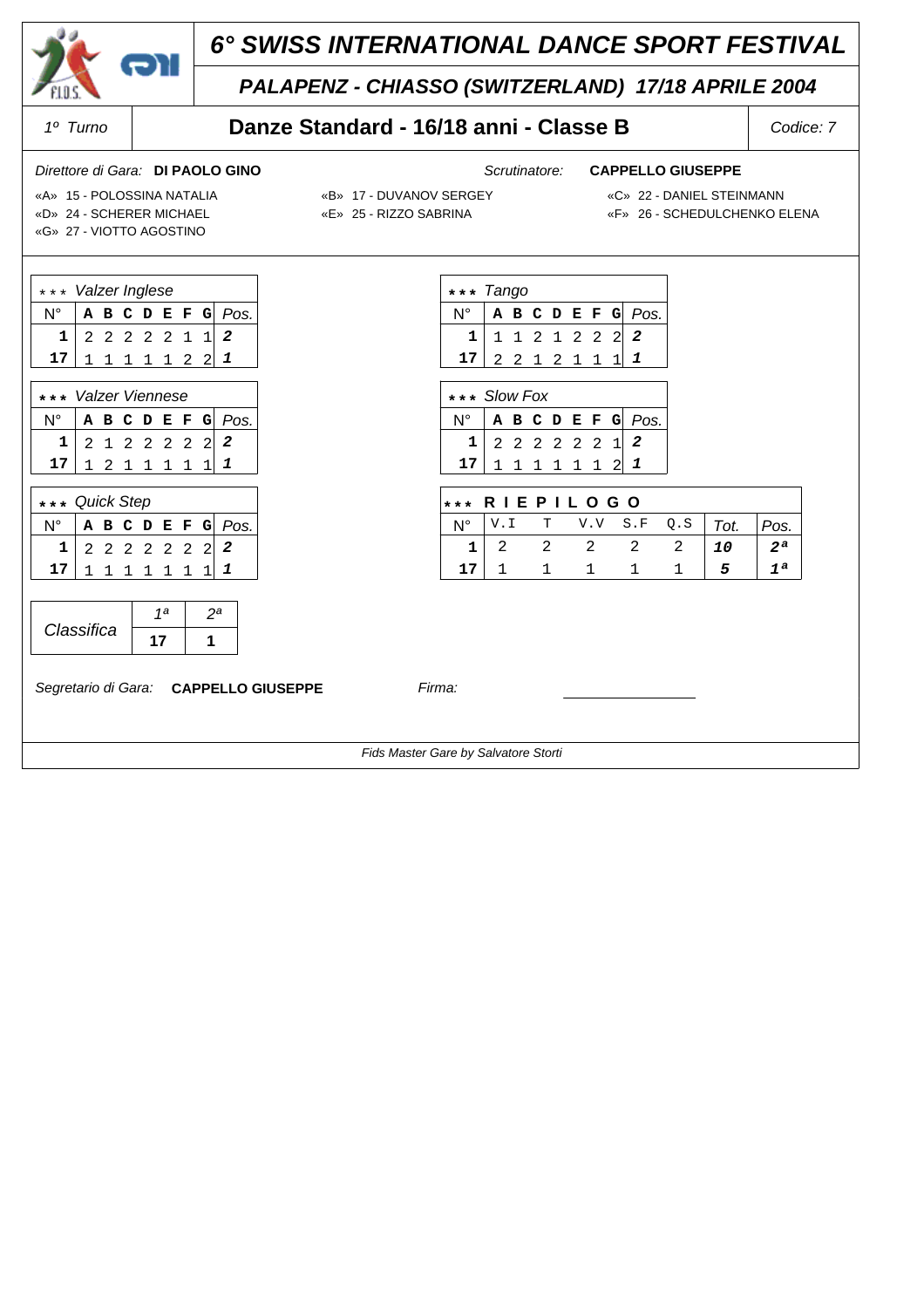# 6° SWISS INTERNATIONAL DANCE SPORT FESTIVAL

## PALAPENZ - CHIASSO (SWITZERLAND) 17/18 APRILE 2004

| 1° Turno | Danze Standard - 16/18 anni - Classe B | Codice: 7 |
|---|---|---|

*Direttore di Gara:* **DI PAOLO GINO** *Scrutinatore:* **CAPPELLO GIUSEPPE**

«A» 15 - POLOSSINA NATALIA «B» 17 - DUVANOV SERGEY «C» 22 - DANIEL STEINMANN
«D» 24 - SCHERER MICHAEL «E» 25 - RIZZO SABRINA «F» 26 - SCHEDULCHENKO ELENA
«G» 27 - VIOTTO AGOSTINO

*** *Valzer Inglese*

| N° | A | B | C | D | E | F | G | Pos. |
|---|---|---|---|---|---|---|---|---|
| 1 | 2 | 2 | 2 | 2 | 2 | 1 | 1 | 2 |
| 17 | 1 | 1 | 1 | 1 | 1 | 2 | 2 | 1 |

*** *Tango*

| N° | A | B | C | D | E | F | G | Pos. |
|---|---|---|---|---|---|---|---|---|
| 1 | 1 | 1 | 2 | 1 | 2 | 2 | 2 | 2 |
| 17 | 2 | 2 | 1 | 2 | 1 | 1 | 1 | 1 |

*** *Valzer Viennese*

| N° | A | B | C | D | E | F | G | Pos. |
|---|---|---|---|---|---|---|---|---|
| 1 | 2 | 1 | 2 | 2 | 2 | 2 | 2 | 2 |
| 17 | 1 | 2 | 1 | 1 | 1 | 1 | 1 | 1 |

*** *Slow Fox*

| N° | A | B | C | D | E | F | G | Pos. |
|---|---|---|---|---|---|---|---|---|
| 1 | 2 | 2 | 2 | 2 | 2 | 2 | 1 | 2 |
| 17 | 1 | 1 | 1 | 1 | 1 | 1 | 2 | 1 |

*** *Quick Step*

| N° | A | B | C | D | E | F | G | Pos. |
|---|---|---|---|---|---|---|---|---|
| 1 | 2 | 2 | 2 | 2 | 2 | 2 | 2 | 2 |
| 17 | 1 | 1 | 1 | 1 | 1 | 1 | 1 | 1 |

*** **R I E P I L O G O**

| N° | V.I | T | V.V | S.F | Q.S | Tot. | Pos. |
|---|---|---|---|---|---|---|---|
| 1 | 2 | 2 | 2 | 2 | 2 | 10 | 2ª |
| 17 | 1 | 1 | 1 | 1 | 1 | 5 | 1ª |

| Classifica | 1ª | 2ª |
|---|---|---|
| | 17 | 1 |

*Segretario di Gara:* **CAPPELLO GIUSEPPE** *Firma:* ______________

*Fids Master Gare by Salvatore Storti*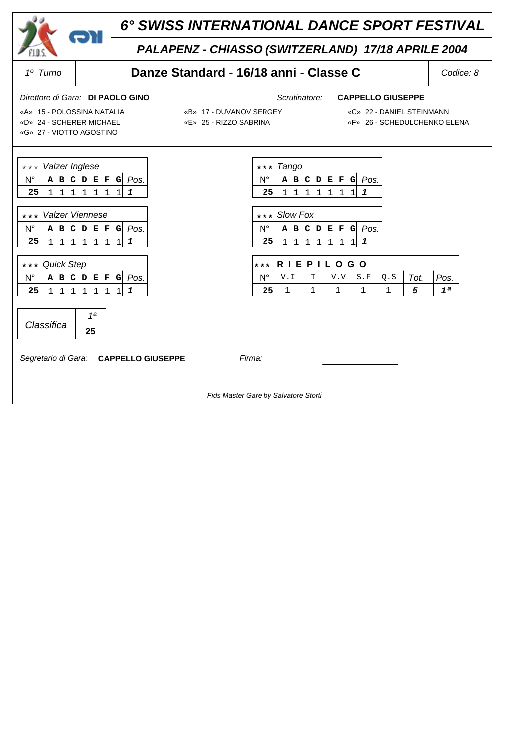# 6° SWISS INTERNATIONAL DANCE SPORT FESTIVAL

## PALAPENZ - CHIASSO (SWITZERLAND) 17/18 APRILE 2004

| 1º Turno | Danze Standard - 16/18 anni - Classe C | Codice: 8 |
|---|---|---|

*Direttore di Gara:* **DI PAOLO GINO** *Scrutinatore:* **CAPPELLO GIUSEPPE**

«A» 15 - POLOSSINA NATALIA «B» 17 - DUVANOV SERGEY «C» 22 - DANIEL STEINMANN
«D» 24 - SCHERER MICHAEL «E» 25 - RIZZO SABRINA «F» 26 - SCHEDULCHENKO ELENA
«G» 27 - VIOTTO AGOSTINO

*** *Valzer Inglese*

| N° | A | B | C | D | E | F | G | Pos. |
|---|---|---|---|---|---|---|---|---|
| 25 | 1 | 1 | 1 | 1 | 1 | 1 | 1 | 1 |

*** *Tango*

| N° | A | B | C | D | E | F | G | Pos. |
|---|---|---|---|---|---|---|---|---|
| 25 | 1 | 1 | 1 | 1 | 1 | 1 | 1 | 1 |

*** *Valzer Viennese*

| N° | A | B | C | D | E | F | G | Pos. |
|---|---|---|---|---|---|---|---|---|
| 25 | 1 | 1 | 1 | 1 | 1 | 1 | 1 | 1 |

*** *Slow Fox*

| N° | A | B | C | D | E | F | G | Pos. |
|---|---|---|---|---|---|---|---|---|
| 25 | 1 | 1 | 1 | 1 | 1 | 1 | 1 | 1 |

*** *Quick Step*

| N° | A | B | C | D | E | F | G | Pos. |
|---|---|---|---|---|---|---|---|---|
| 25 | 1 | 1 | 1 | 1 | 1 | 1 | 1 | 1 |

*** **RIEPILOGO**

| N° | V.I | T | V.V | S.F | Q.S | Tot. | Pos. |
|---|---|---|---|---|---|---|---|
| 25 | 1 | 1 | 1 | 1 | 1 | 5 | 1ª |

| Classifica | 1ª |
|---|---|
| | 25 |

*Segretario di Gara:* **CAPPELLO GIUSEPPE** *Firma:* ________________

*Fids Master Gare by Salvatore Storti*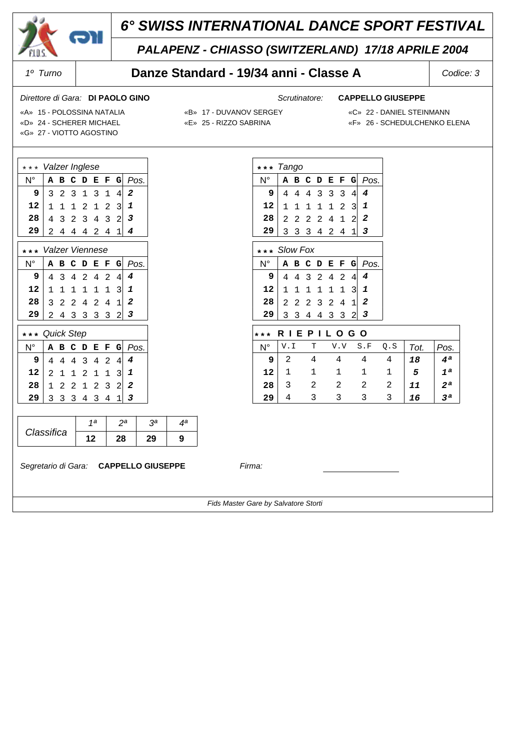# 6° SWISS INTERNATIONAL DANCE SPORT FESTIVAL

## PALAPENZ - CHIASSO (SWITZERLAND) 17/18 APRILE 2004

| 1º Turno | Danze Standard - 19/34 anni - Classe A | Codice: 3 |
|---|---|---|

*Direttore di Gara:* **DI PAOLO GINO** *Scrutinatore:* **CAPPELLO GIUSEPPE**

«A» 15 - POLOSSINA NATALIA
«B» 17 - DUVANOV SERGEY
«C» 22 - DANIEL STEINMANN
«D» 24 - SCHERER MICHAEL
«E» 25 - RIZZO SABRINA
«F» 26 - SCHEDULCHENKO ELENA
«G» 27 - VIOTTO AGOSTINO

*** *Valzer Inglese*

| N° | A | B | C | D | E | F | G | Pos. |
|---|---|---|---|---|---|---|---|---|
| 9 | 3 | 2 | 3 | 1 | 3 | 1 | 4 | 2 |
| 12 | 1 | 1 | 1 | 2 | 1 | 2 | 3 | 1 |
| 28 | 4 | 3 | 2 | 3 | 4 | 3 | 2 | 3 |
| 29 | 2 | 4 | 4 | 4 | 2 | 4 | 1 | 4 |

*** *Tango*

| N° | A | B | C | D | E | F | G | Pos. |
|---|---|---|---|---|---|---|---|---|
| 9 | 4 | 4 | 4 | 3 | 3 | 3 | 4 | 4 |
| 12 | 1 | 1 | 1 | 1 | 1 | 2 | 3 | 1 |
| 28 | 2 | 2 | 2 | 2 | 4 | 1 | 2 | 2 |
| 29 | 3 | 3 | 3 | 4 | 2 | 4 | 1 | 3 |

*** *Valzer Viennese*

| N° | A | B | C | D | E | F | G | Pos. |
|---|---|---|---|---|---|---|---|---|
| 9 | 4 | 3 | 4 | 2 | 4 | 2 | 4 | 4 |
| 12 | 1 | 1 | 1 | 1 | 1 | 1 | 3 | 1 |
| 28 | 3 | 2 | 2 | 4 | 2 | 4 | 1 | 2 |
| 29 | 2 | 4 | 3 | 3 | 3 | 3 | 2 | 3 |

*** *Slow Fox*

| N° | A | B | C | D | E | F | G | Pos. |
|---|---|---|---|---|---|---|---|---|
| 9 | 4 | 4 | 3 | 2 | 4 | 2 | 4 | 4 |
| 12 | 1 | 1 | 1 | 1 | 1 | 1 | 3 | 1 |
| 28 | 2 | 2 | 2 | 3 | 2 | 4 | 1 | 2 |
| 29 | 3 | 3 | 4 | 4 | 3 | 3 | 2 | 3 |

*** *Quick Step*

| N° | A | B | C | D | E | F | G | Pos. |
|---|---|---|---|---|---|---|---|---|
| 9 | 4 | 4 | 4 | 3 | 4 | 2 | 4 | 4 |
| 12 | 2 | 1 | 1 | 2 | 1 | 1 | 3 | 1 |
| 28 | 1 | 2 | 2 | 1 | 2 | 3 | 2 | 2 |
| 29 | 3 | 3 | 3 | 4 | 3 | 4 | 1 | 3 |

*** **RIEPILOGO**

| N° | V.I | T | V.V | S.F | Q.S | Tot. | Pos. |
|---|---|---|---|---|---|---|---|
| 9 | 2 | 4 | 4 | 4 | 4 | 18 | 4ª |
| 12 | 1 | 1 | 1 | 1 | 1 | 5 | 1ª |
| 28 | 3 | 2 | 2 | 2 | 2 | 11 | 2ª |
| 29 | 4 | 3 | 3 | 3 | 3 | 16 | 3ª |

| Classifica | 1ª | 2ª | 3ª | 4ª |
|---|---|---|---|---|
| | 12 | 28 | 29 | 9 |

*Segretario di Gara:* **CAPPELLO GIUSEPPE** *Firma:*

*Fids Master Gare by Salvatore Storti*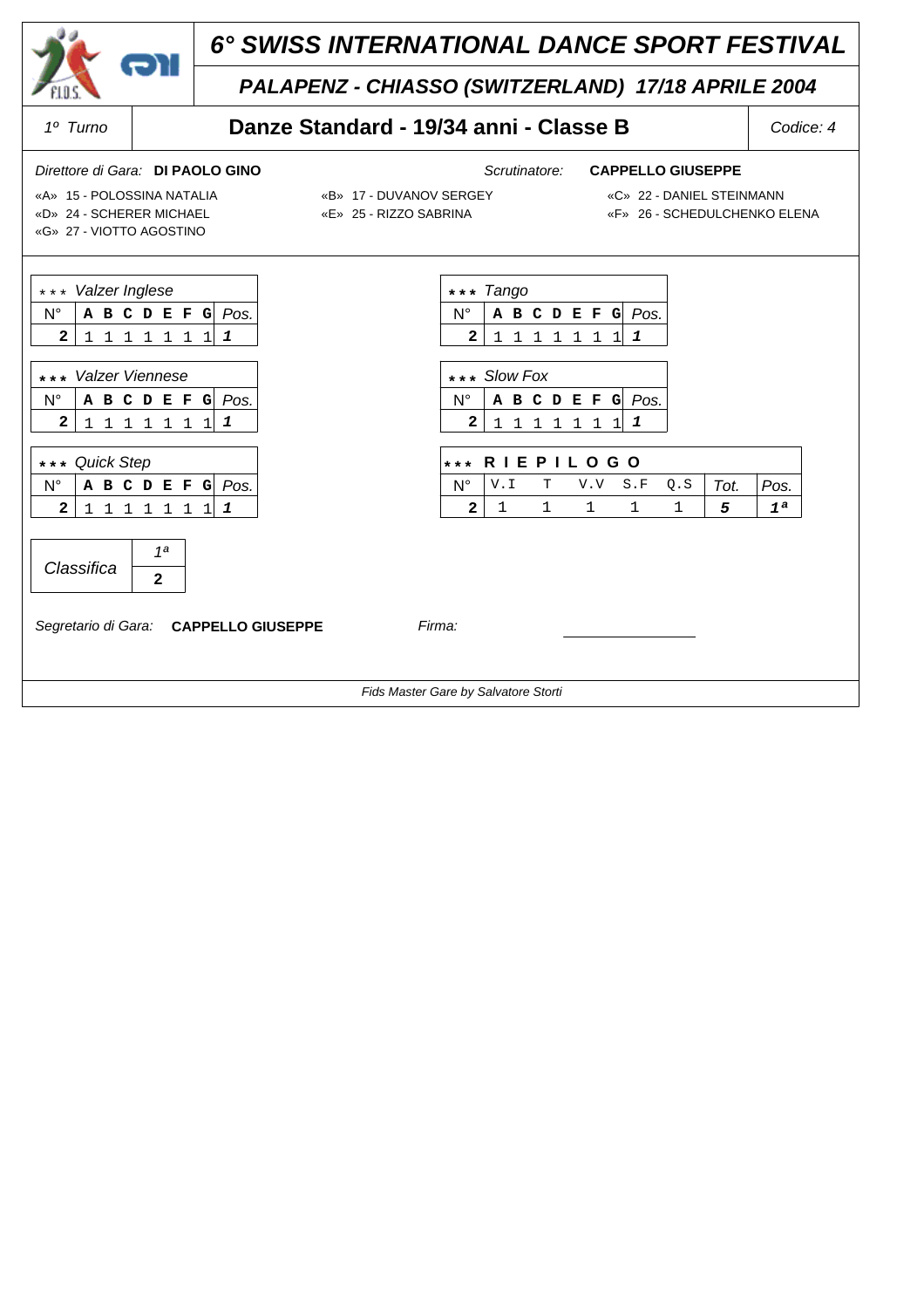# 6° SWISS INTERNATIONAL DANCE SPORT FESTIVAL

## PALAPENZ - CHIASSO (SWITZERLAND) 17/18 APRILE 2004

| 1º Turno | Danze Standard - 19/34 anni - Classe B | Codice: 4 |
|---|---|---|

*Direttore di Gara:* **DI PAOLO GINO** *Scrutinatore:* **CAPPELLO GIUSEPPE**

«A» 15 - POLOSSINA NATALIA «B» 17 - DUVANOV SERGEY «C» 22 - DANIEL STEINMANN
«D» 24 - SCHERER MICHAEL «E» 25 - RIZZO SABRINA «F» 26 - SCHEDULCHENKO ELENA
«G» 27 - VIOTTO AGOSTINO

*** *Valzer Inglese*

| N° | A | B | C | D | E | F | G | Pos. |
|---|---|---|---|---|---|---|---|---|
| 2 | 1 | 1 | 1 | 1 | 1 | 1 | 1 | *1* |

*** *Tango*

| N° | A | B | C | D | E | F | G | Pos. |
|---|---|---|---|---|---|---|---|---|
| 2 | 1 | 1 | 1 | 1 | 1 | 1 | 1 | *1* |

*** *Valzer Viennese*

| N° | A | B | C | D | E | F | G | Pos. |
|---|---|---|---|---|---|---|---|---|
| 2 | 1 | 1 | 1 | 1 | 1 | 1 | 1 | *1* |

*** *Slow Fox*

| N° | A | B | C | D | E | F | G | Pos. |
|---|---|---|---|---|---|---|---|---|
| 2 | 1 | 1 | 1 | 1 | 1 | 1 | 1 | *1* |

*** *Quick Step*

| N° | A | B | C | D | E | F | G | Pos. |
|---|---|---|---|---|---|---|---|---|
| 2 | 1 | 1 | 1 | 1 | 1 | 1 | 1 | *1* |

*** **R I E P I L O G O**

| N° | V.I | T | V.V | S.F | Q.S | Tot. | Pos. |
|---|---|---|---|---|---|---|---|
| 2 | 1 | 1 | 1 | 1 | 1 | *5* | *1ª* |

| Classifica | 1ª |
|---|---|
| | 2 |

*Segretario di Gara:* **CAPPELLO GIUSEPPE** *Firma:* ________________

*Fids Master Gare by Salvatore Storti*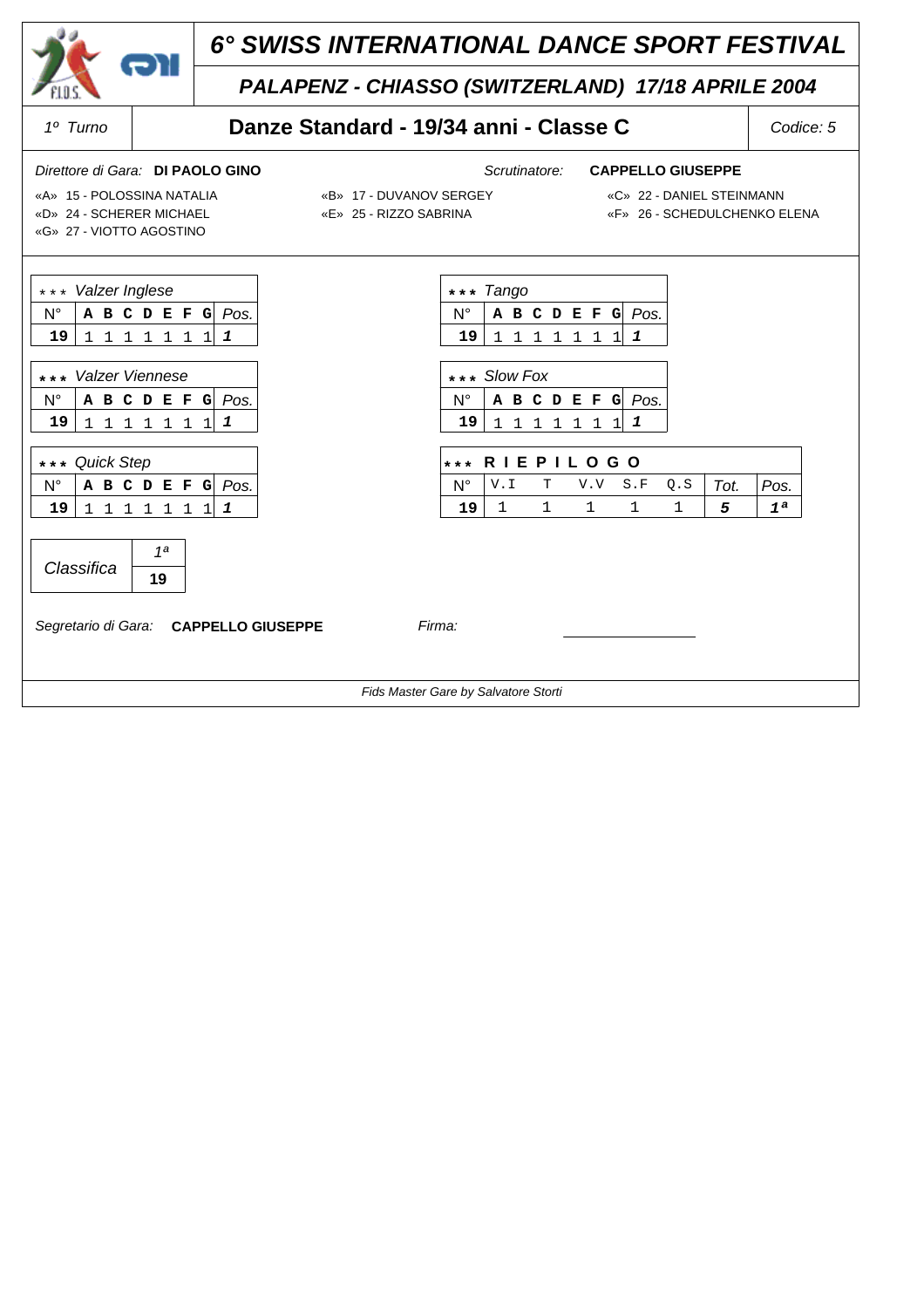# 6° SWISS INTERNATIONAL DANCE SPORT FESTIVAL

## PALAPENZ - CHIASSO (SWITZERLAND) 17/18 APRILE 2004

| 1° Turno | Danze Standard - 19/34 anni - Classe C | Codice: 5 |
|---|---|---|

*Direttore di Gara:* **DI PAOLO GINO** *Scrutinatore:* **CAPPELLO GIUSEPPE**

«A» 15 - POLOSSINA NATALIA «B» 17 - DUVANOV SERGEY «C» 22 - DANIEL STEINMANN
«D» 24 - SCHERER MICHAEL «E» 25 - RIZZO SABRINA «F» 26 - SCHEDULCHENKO ELENA
«G» 27 - VIOTTO AGOSTINO

*** *Valzer Inglese*

| N° | A | B | C | D | E | F | G | Pos. |
|---|---|---|---|---|---|---|---|---|
| 19 | 1 | 1 | 1 | 1 | 1 | 1 | 1 | 1 |

*** *Tango*

| N° | A | B | C | D | E | F | G | Pos. |
|---|---|---|---|---|---|---|---|---|
| 19 | 1 | 1 | 1 | 1 | 1 | 1 | 1 | 1 |

*** *Valzer Viennese*

| N° | A | B | C | D | E | F | G | Pos. |
|---|---|---|---|---|---|---|---|---|
| 19 | 1 | 1 | 1 | 1 | 1 | 1 | 1 | 1 |

*** *Slow Fox*

| N° | A | B | C | D | E | F | G | Pos. |
|---|---|---|---|---|---|---|---|---|
| 19 | 1 | 1 | 1 | 1 | 1 | 1 | 1 | 1 |

*** *Quick Step*

| N° | A | B | C | D | E | F | G | Pos. |
|---|---|---|---|---|---|---|---|---|
| 19 | 1 | 1 | 1 | 1 | 1 | 1 | 1 | 1 |

*** **RIEPILOGO**

| N° | V.I | T | V.V | S.F | Q.S | Tot. | Pos. |
|---|---|---|---|---|---|---|---|
| 19 | 1 | 1 | 1 | 1 | 1 | 5 | 1ª |

| Classifica | 1ª |
|---|---|
| | 19 |

*Segretario di Gara:* **CAPPELLO GIUSEPPE** *Firma:* ________________

*Fids Master Gare by Salvatore Storti*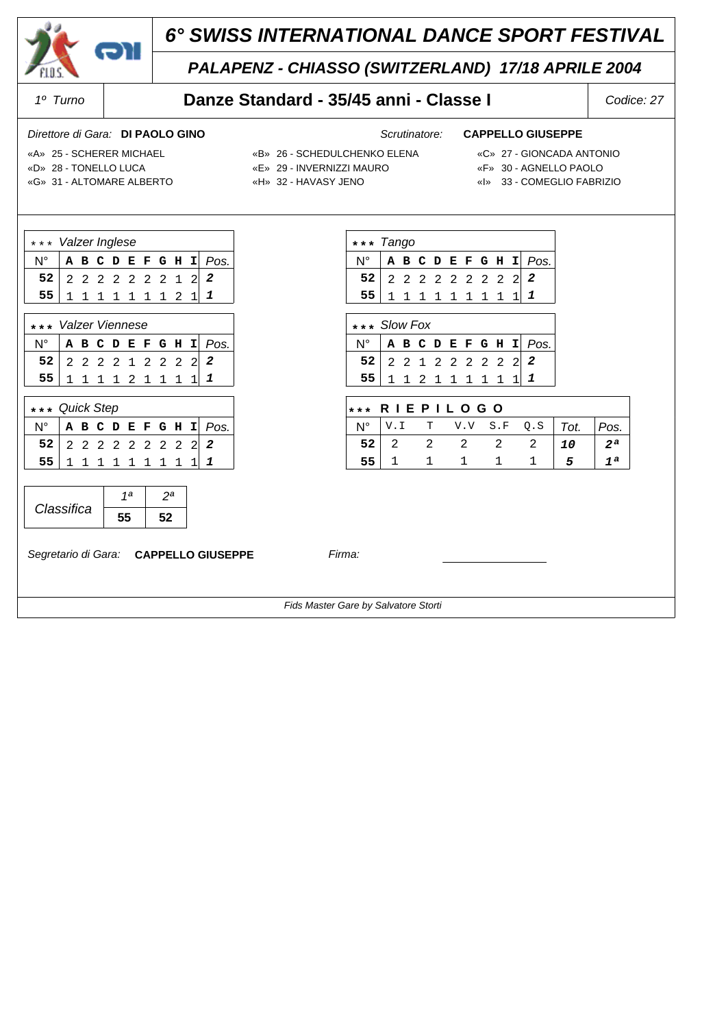# 6° SWISS INTERNATIONAL DANCE SPORT FESTIVAL

## PALAPENZ - CHIASSO (SWITZERLAND) 17/18 APRILE 2004

| 1º Turno | Danze Standard - 35/45 anni - Classe I | Codice: 27 |
|---|---|---|

*Direttore di Gara:* **DI PAOLO GINO** *Scrutinatore:* **CAPPELLO GIUSEPPE**

«A» 25 - SCHERER MICHAEL «B» 26 - SCHEDULCHENKO ELENA «C» 27 - GIONCADA ANTONIO
«D» 28 - TONELLO LUCA «E» 29 - INVERNIZZI MAURO «F» 30 - AGNELLO PAOLO
«G» 31 - ALTOMARE ALBERTO «H» 32 - HAVASY JENO «I» 33 - COMEGLIO FABRIZIO

*** *Valzer Inglese*

| N° | A | B | C | D | E | F | G | H | I | Pos. |
|---|---|---|---|---|---|---|---|---|---|---|
| 52 | 2 | 2 | 2 | 2 | 2 | 2 | 2 | 1 | 2 | 2 |
| 55 | 1 | 1 | 1 | 1 | 1 | 1 | 1 | 2 | 1 | 1 |

*** *Tango*

| N° | A | B | C | D | E | F | G | H | I | Pos. |
|---|---|---|---|---|---|---|---|---|---|---|
| 52 | 2 | 2 | 2 | 2 | 2 | 2 | 2 | 2 | 2 | 2 |
| 55 | 1 | 1 | 1 | 1 | 1 | 1 | 1 | 1 | 1 | 1 |

*** *Valzer Viennese*

| N° | A | B | C | D | E | F | G | H | I | Pos. |
|---|---|---|---|---|---|---|---|---|---|---|
| 52 | 2 | 2 | 2 | 2 | 1 | 2 | 2 | 2 | 2 | 2 |
| 55 | 1 | 1 | 1 | 1 | 2 | 1 | 1 | 1 | 1 | 1 |

*** *Slow Fox*

| N° | A | B | C | D | E | F | G | H | I | Pos. |
|---|---|---|---|---|---|---|---|---|---|---|
| 52 | 2 | 2 | 1 | 2 | 2 | 2 | 2 | 2 | 2 | 2 |
| 55 | 1 | 1 | 2 | 1 | 1 | 1 | 1 | 1 | 1 | 1 |

*** *Quick Step*

| N° | A | B | C | D | E | F | G | H | I | Pos. |
|---|---|---|---|---|---|---|---|---|---|---|
| 52 | 2 | 2 | 2 | 2 | 2 | 2 | 2 | 2 | 2 | 2 |
| 55 | 1 | 1 | 1 | 1 | 1 | 1 | 1 | 1 | 1 | 1 |

*** **RIEPILOGO**

| N° | V.I | T | V.V | S.F | Q.S | Tot. | Pos. |
|---|---|---|---|---|---|---|---|
| 52 | 2 | 2 | 2 | 2 | 2 | 10 | 2ª |
| 55 | 1 | 1 | 1 | 1 | 1 | 5 | 1ª |

| Classifica | 1ª | 2ª |
|---|---|---|
| | 55 | 52 |

*Segretario di Gara:* **CAPPELLO GIUSEPPE** *Firma:* ______________

*Fids Master Gare by Salvatore Storti*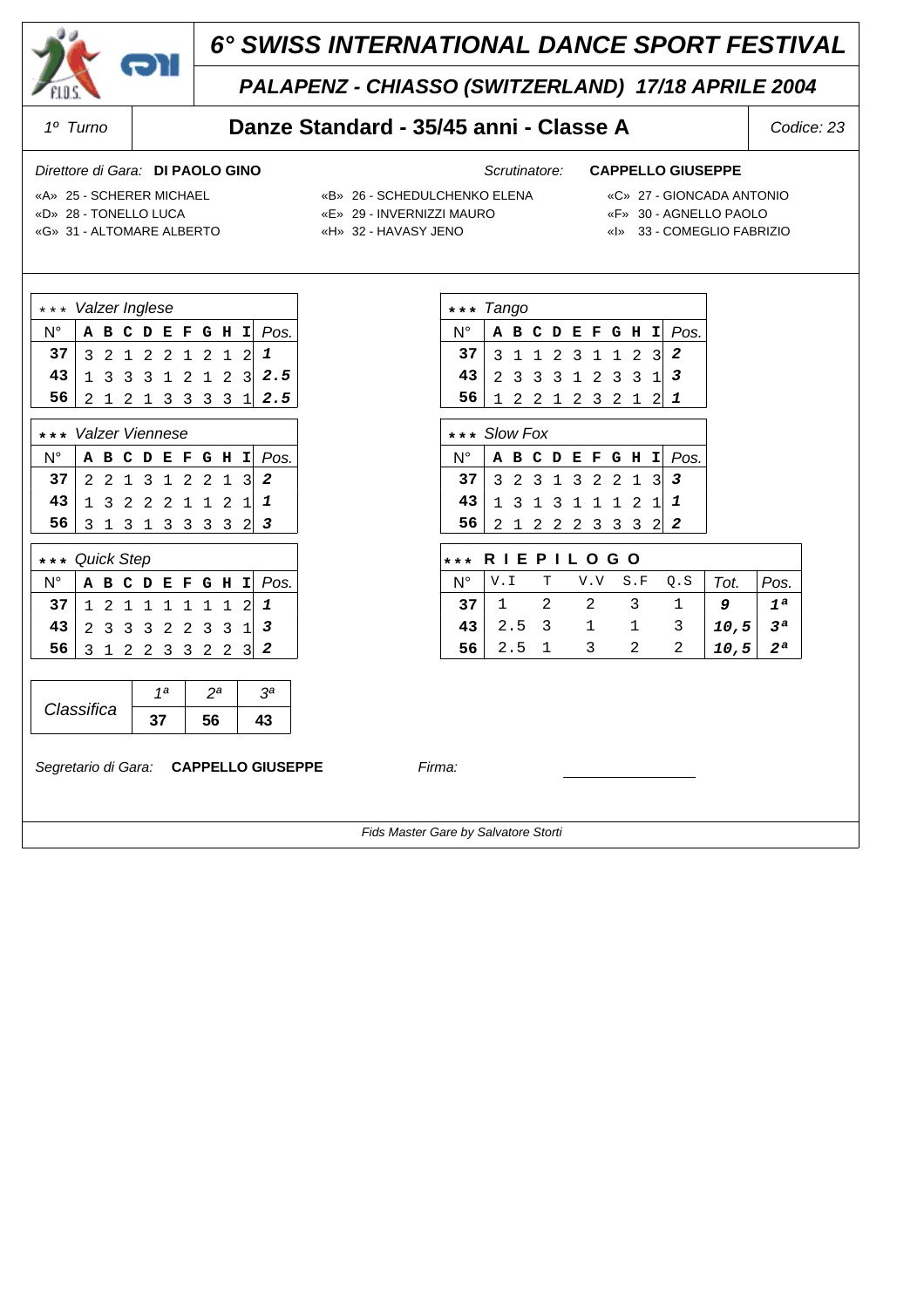# 6° SWISS INTERNATIONAL DANCE SPORT FESTIVAL

## PALAPENZ - CHIASSO (SWITZERLAND) 17/18 APRILE 2004

| 1° Turno | Danze Standard - 35/45 anni - Classe A | Codice: 23 |
|---|---|---|

Direttore di Gara: **DI PAOLO GINO** Scrutinatore: **CAPPELLO GIUSEPPE**

«A» 25 - SCHERER MICHAEL
«B» 26 - SCHEDULCHENKO ELENA
«C» 27 - GIONCADA ANTONIO
«D» 28 - TONELLO LUCA
«E» 29 - INVERNIZZI MAURO
«F» 30 - AGNELLO PAOLO
«G» 31 - ALTOMARE ALBERTO
«H» 32 - HAVASY JENO
«I» 33 - COMEGLIO FABRIZIO

*** Valzer Inglese

| N° | A | B | C | D | E | F | G | H | I | Pos. |
|---|---|---|---|---|---|---|---|---|---|---|
| 37 | 3 | 2 | 1 | 2 | 2 | 1 | 2 | 1 | 2 | 1 |
| 43 | 1 | 3 | 3 | 3 | 1 | 2 | 1 | 2 | 3 | 2.5 |
| 56 | 2 | 1 | 2 | 1 | 3 | 3 | 3 | 3 | 1 | 2.5 |

*** Tango

| N° | A | B | C | D | E | F | G | H | I | Pos. |
|---|---|---|---|---|---|---|---|---|---|---|
| 37 | 3 | 1 | 1 | 2 | 3 | 1 | 1 | 2 | 3 | 2 |
| 43 | 2 | 3 | 3 | 3 | 1 | 2 | 3 | 3 | 1 | 3 |
| 56 | 1 | 2 | 2 | 1 | 2 | 3 | 2 | 1 | 2 | 1 |

*** Valzer Viennese

| N° | A | B | C | D | E | F | G | H | I | Pos. |
|---|---|---|---|---|---|---|---|---|---|---|
| 37 | 2 | 2 | 1 | 3 | 1 | 2 | 2 | 1 | 3 | 2 |
| 43 | 1 | 3 | 2 | 2 | 2 | 1 | 1 | 2 | 1 | 1 |
| 56 | 3 | 1 | 3 | 1 | 3 | 3 | 3 | 3 | 2 | 3 |

*** Slow Fox

| N° | A | B | C | D | E | F | G | H | I | Pos. |
|---|---|---|---|---|---|---|---|---|---|---|
| 37 | 3 | 2 | 3 | 1 | 3 | 2 | 2 | 1 | 3 | 3 |
| 43 | 1 | 3 | 1 | 3 | 1 | 1 | 1 | 2 | 1 | 1 |
| 56 | 2 | 1 | 2 | 2 | 2 | 3 | 3 | 3 | 2 | 2 |

*** Quick Step

| N° | A | B | C | D | E | F | G | H | I | Pos. |
|---|---|---|---|---|---|---|---|---|---|---|
| 37 | 1 | 2 | 1 | 1 | 1 | 1 | 1 | 1 | 2 | 1 |
| 43 | 2 | 3 | 3 | 3 | 2 | 2 | 3 | 3 | 1 | 3 |
| 56 | 3 | 1 | 2 | 2 | 3 | 3 | 2 | 2 | 3 | 2 |

*** RIEPILOGO

| N° | V.I | T | V.V | S.F | Q.S | Tot. | Pos. |
|---|---|---|---|---|---|---|---|
| 37 | 1 | 2 | 2 | 3 | 1 | 9 | 1ª |
| 43 | 2.5 | 3 | 1 | 1 | 3 | 10,5 | 3ª |
| 56 | 2.5 | 1 | 3 | 2 | 2 | 10,5 | 2ª |

| Classifica | 1ª | 2ª | 3ª |
|---|---|---|---|
| | 37 | 56 | 43 |

Segretario di Gara: **CAPPELLO GIUSEPPE** Firma: ________________

Fids Master Gare by Salvatore Storti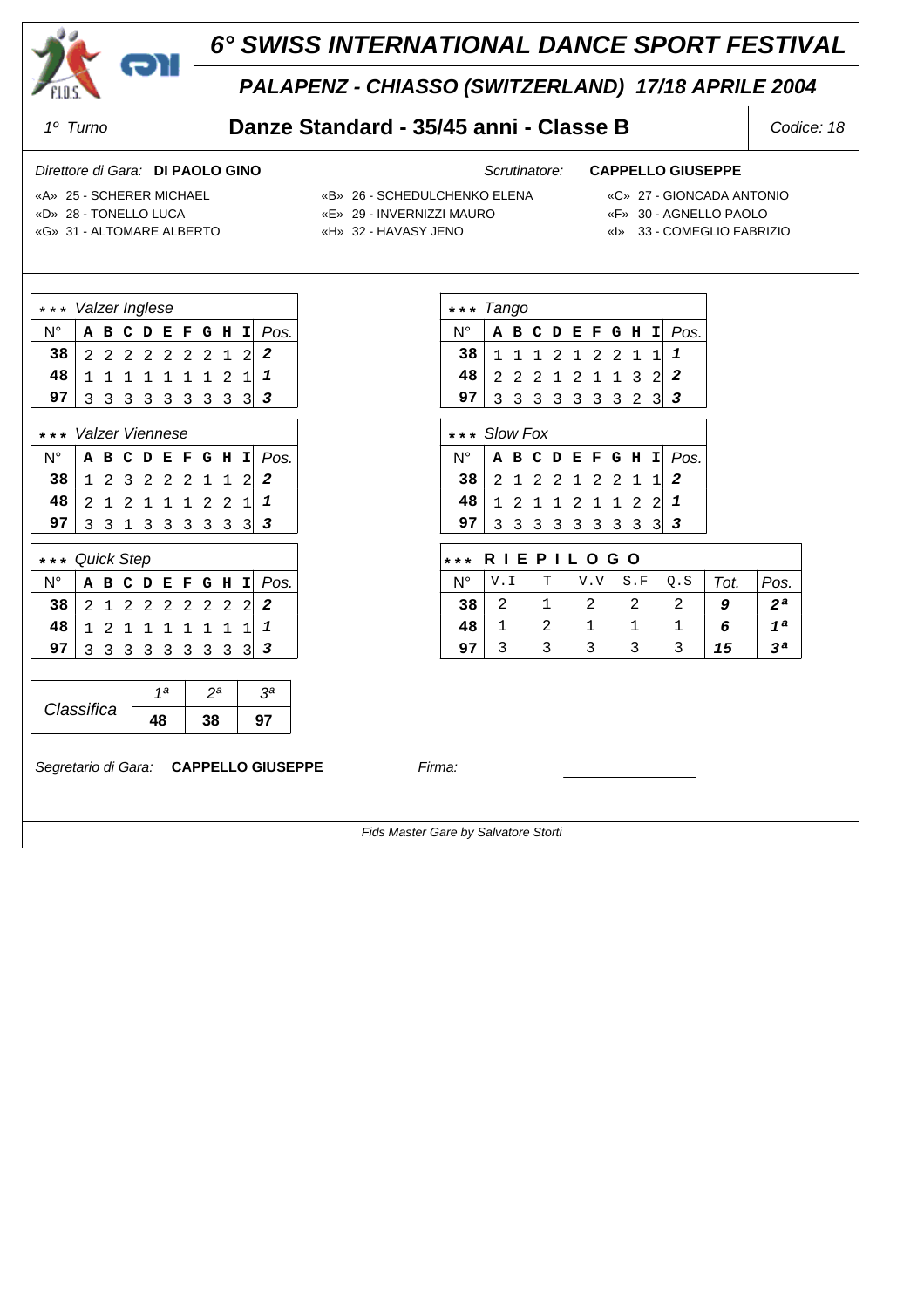# 6° SWISS INTERNATIONAL DANCE SPORT FESTIVAL

## PALAPENZ - CHIASSO (SWITZERLAND) 17/18 APRILE 2004

| 1º Turno | Danze Standard - 35/45 anni - Classe B | Codice: 18 |
|---|---|---|

*Direttore di Gara:* **DI PAOLO GINO** — *Scrutinatore:* **CAPPELLO GIUSEPPE**

«A» 25 - SCHERER MICHAEL
«B» 26 - SCHEDULCHENKO ELENA
«C» 27 - GIONCADA ANTONIO
«D» 28 - TONELLO LUCA
«E» 29 - INVERNIZZI MAURO
«F» 30 - AGNELLO PAOLO
«G» 31 - ALTOMARE ALBERTO
«H» 32 - HAVASY JENO
«I» 33 - COMEGLIO FABRIZIO

*** *Valzer Inglese*

| N° | A | B | C | D | E | F | G | H | I | Pos. |
|---|---|---|---|---|---|---|---|---|---|---|
| 38 | 2 | 2 | 2 | 2 | 2 | 2 | 2 | 1 | 2 | 2 |
| 48 | 1 | 1 | 1 | 1 | 1 | 1 | 1 | 2 | 1 | 1 |
| 97 | 3 | 3 | 3 | 3 | 3 | 3 | 3 | 3 | 3 | 3 |

*** *Tango*

| N° | A | B | C | D | E | F | G | H | I | Pos. |
|---|---|---|---|---|---|---|---|---|---|---|
| 38 | 1 | 1 | 1 | 2 | 1 | 2 | 2 | 1 | 1 | 1 |
| 48 | 2 | 2 | 2 | 1 | 2 | 1 | 1 | 3 | 2 | 2 |
| 97 | 3 | 3 | 3 | 3 | 3 | 3 | 3 | 2 | 3 | 3 |

*** *Valzer Viennese*

| N° | A | B | C | D | E | F | G | H | I | Pos. |
|---|---|---|---|---|---|---|---|---|---|---|
| 38 | 1 | 2 | 3 | 2 | 2 | 2 | 1 | 1 | 2 | 2 |
| 48 | 2 | 1 | 2 | 1 | 1 | 1 | 2 | 2 | 1 | 1 |
| 97 | 3 | 3 | 1 | 3 | 3 | 3 | 3 | 3 | 3 | 3 |

*** *Slow Fox*

| N° | A | B | C | D | E | F | G | H | I | Pos. |
|---|---|---|---|---|---|---|---|---|---|---|
| 38 | 2 | 1 | 2 | 2 | 1 | 2 | 2 | 1 | 1 | 2 |
| 48 | 1 | 2 | 1 | 1 | 2 | 1 | 1 | 2 | 2 | 1 |
| 97 | 3 | 3 | 3 | 3 | 3 | 3 | 3 | 3 | 3 | 3 |

*** *Quick Step*

| N° | A | B | C | D | E | F | G | H | I | Pos. |
|---|---|---|---|---|---|---|---|---|---|---|
| 38 | 2 | 1 | 2 | 2 | 2 | 2 | 2 | 2 | 2 | 2 |
| 48 | 1 | 2 | 1 | 1 | 1 | 1 | 1 | 1 | 1 | 1 |
| 97 | 3 | 3 | 3 | 3 | 3 | 3 | 3 | 3 | 3 | 3 |

*** **R I E P I L O G O**

| N° | V.I | T | V.V | S.F | Q.S | Tot. | Pos. |
|---|---|---|---|---|---|---|---|
| 38 | 2 | 1 | 2 | 2 | 2 | 9 | 2ª |
| 48 | 1 | 2 | 1 | 1 | 1 | 6 | 1ª |
| 97 | 3 | 3 | 3 | 3 | 3 | 15 | 3ª |

| Classifica | 1ª | 2ª | 3ª |
|---|---|---|---|
| | 48 | 38 | 97 |

*Segretario di Gara:* **CAPPELLO GIUSEPPE** *Firma:* ________________

*Fids Master Gare by Salvatore Storti*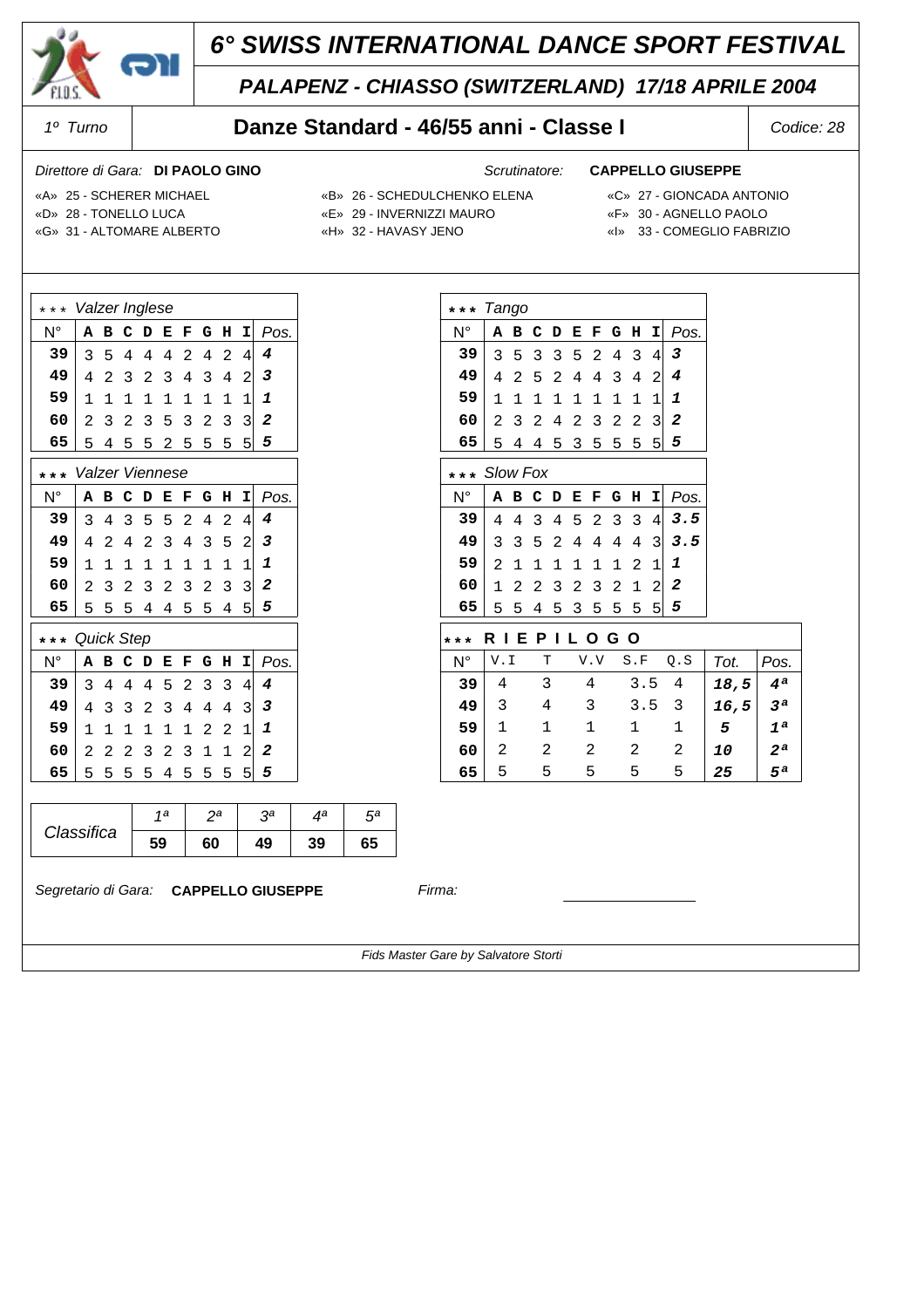# 6° SWISS INTERNATIONAL DANCE SPORT FESTIVAL

## PALAPENZ - CHIASSO (SWITZERLAND) 17/18 APRILE 2004

1° Turno — **Danze Standard - 46/55 anni - Classe I** — Codice: 28

Direttore di Gara: **DI PAOLO GINO**    Scrutinatore: **CAPPELLO GIUSEPPE**

«A» 25 - SCHERER MICHAEL    «B» 26 - SCHEDULCHENKO ELENA    «C» 27 - GIONCADA ANTONIO
«D» 28 - TONELLO LUCA    «E» 29 - INVERNIZZI MAURO    «F» 30 - AGNELLO PAOLO
«G» 31 - ALTOMARE ALBERTO    «H» 32 - HAVASY JENO    «I» 33 - COMEGLIO FABRIZIO

### *** Valzer Inglese

| N° | A | B | C | D | E | F | G | H | I | Pos. |
|---|---|---|---|---|---|---|---|---|---|---|
| 39 | 3 | 5 | 4 | 4 | 4 | 2 | 4 | 2 | 4 | 4 |
| 49 | 4 | 2 | 3 | 2 | 3 | 4 | 3 | 4 | 2 | 3 |
| 59 | 1 | 1 | 1 | 1 | 1 | 1 | 1 | 1 | 1 | 1 |
| 60 | 2 | 3 | 2 | 3 | 5 | 3 | 2 | 3 | 3 | 2 |
| 65 | 5 | 4 | 5 | 5 | 2 | 5 | 5 | 5 | 5 | 5 |

### *** Tango

| N° | A | B | C | D | E | F | G | H | I | Pos. |
|---|---|---|---|---|---|---|---|---|---|---|
| 39 | 3 | 5 | 3 | 3 | 5 | 2 | 4 | 3 | 4 | 3 |
| 49 | 4 | 2 | 5 | 2 | 4 | 4 | 3 | 4 | 2 | 4 |
| 59 | 1 | 1 | 1 | 1 | 1 | 1 | 1 | 1 | 1 | 1 |
| 60 | 2 | 3 | 2 | 4 | 2 | 3 | 2 | 2 | 3 | 2 |
| 65 | 5 | 4 | 4 | 5 | 3 | 5 | 5 | 5 | 5 | 5 |

### *** Valzer Viennese

| N° | A | B | C | D | E | F | G | H | I | Pos. |
|---|---|---|---|---|---|---|---|---|---|---|
| 39 | 3 | 4 | 3 | 5 | 5 | 2 | 4 | 2 | 4 | 4 |
| 49 | 4 | 2 | 4 | 2 | 3 | 4 | 3 | 5 | 2 | 3 |
| 59 | 1 | 1 | 1 | 1 | 1 | 1 | 1 | 1 | 1 | 1 |
| 60 | 2 | 3 | 2 | 3 | 2 | 3 | 2 | 3 | 3 | 2 |
| 65 | 5 | 5 | 5 | 4 | 4 | 5 | 5 | 4 | 5 | 5 |

### *** Slow Fox

| N° | A | B | C | D | E | F | G | H | I | Pos. |
|---|---|---|---|---|---|---|---|---|---|---|
| 39 | 4 | 4 | 3 | 4 | 5 | 2 | 3 | 3 | 4 | 3.5 |
| 49 | 3 | 3 | 5 | 2 | 4 | 4 | 4 | 4 | 3 | 3.5 |
| 59 | 2 | 1 | 1 | 1 | 1 | 1 | 1 | 2 | 1 | 1 |
| 60 | 1 | 2 | 2 | 3 | 2 | 3 | 2 | 1 | 2 | 2 |
| 65 | 5 | 5 | 4 | 5 | 3 | 5 | 5 | 5 | 5 | 5 |

### *** Quick Step

| N° | A | B | C | D | E | F | G | H | I | Pos. |
|---|---|---|---|---|---|---|---|---|---|---|
| 39 | 3 | 4 | 4 | 4 | 5 | 2 | 3 | 3 | 4 | 4 |
| 49 | 4 | 3 | 3 | 2 | 3 | 4 | 4 | 4 | 3 | 3 |
| 59 | 1 | 1 | 1 | 1 | 1 | 1 | 2 | 2 | 1 | 1 |
| 60 | 2 | 2 | 2 | 3 | 2 | 3 | 1 | 1 | 2 | 2 |
| 65 | 5 | 5 | 5 | 5 | 4 | 5 | 5 | 5 | 5 | 5 |

### *** RIEPILOGO

| N° | V.I | T | V.V | S.F | Q.S | Tot. | Pos. |
|---|---|---|---|---|---|---|---|
| 39 | 4 | 3 | 4 | 3.5 | 4 | 18,5 | 4ª |
| 49 | 3 | 4 | 3 | 3.5 | 3 | 16,5 | 3ª |
| 59 | 1 | 1 | 1 | 1 | 1 | 5 | 1ª |
| 60 | 2 | 2 | 2 | 2 | 2 | 10 | 2ª |
| 65 | 5 | 5 | 5 | 5 | 5 | 25 | 5ª |

| Classifica | 1ª | 2ª | 3ª | 4ª | 5ª |
|---|---|---|---|---|---|
| | 59 | 60 | 49 | 39 | 65 |

Segretario di Gara: **CAPPELLO GIUSEPPE**    Firma: ________________

Fids Master Gare by Salvatore Storti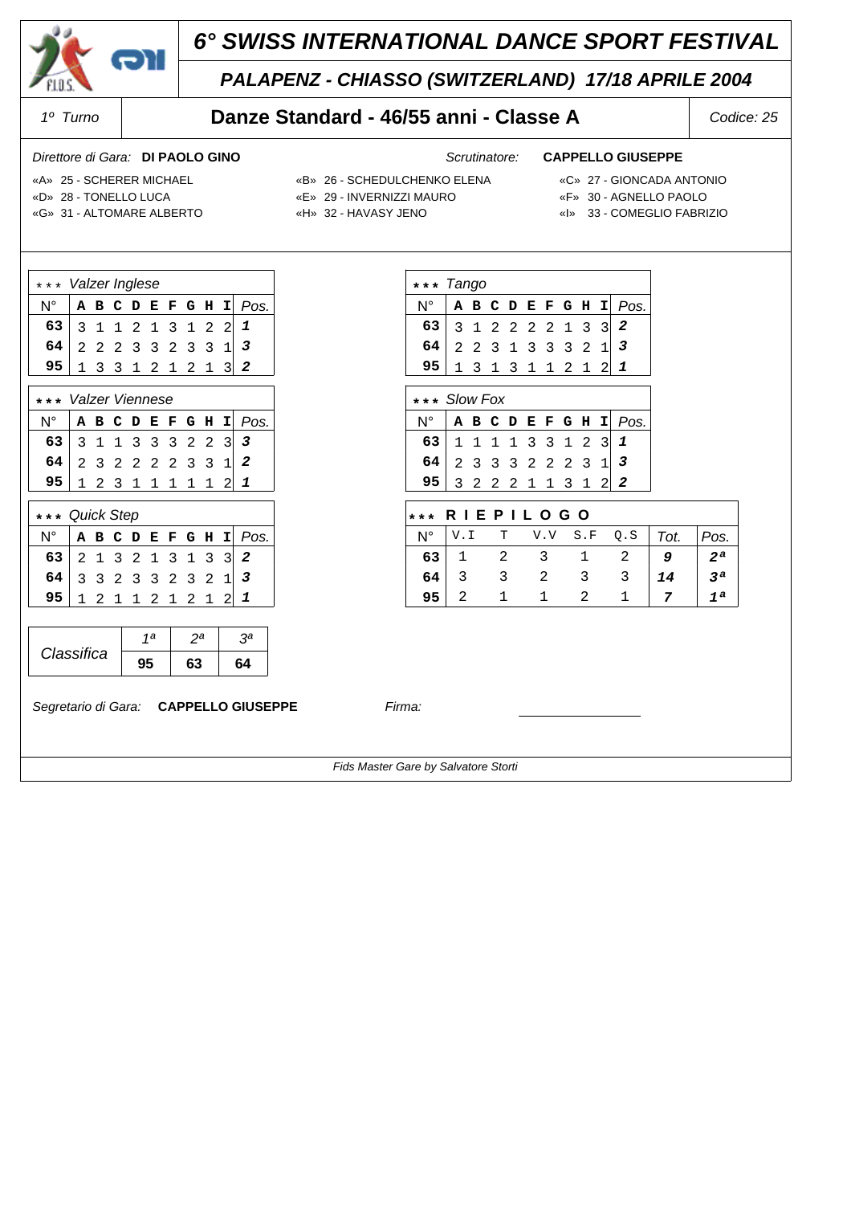# 6° SWISS INTERNATIONAL DANCE SPORT FESTIVAL

## PALAPENZ - CHIASSO (SWITZERLAND) 17/18 APRILE 2004

1º Turno | **Danze Standard - 46/55 anni - Classe A** | Codice: 25

Direttore di Gara: **DI PAOLO GINO**

Scrutinatore: **CAPPELLO GIUSEPPE**

«A» 25 - SCHERER MICHAEL
«B» 26 - SCHEDULCHENKO ELENA
«C» 27 - GIONCADA ANTONIO
«D» 28 - TONELLO LUCA
«E» 29 - INVERNIZZI MAURO
«F» 30 - AGNELLO PAOLO
«G» 31 - ALTOMARE ALBERTO
«H» 32 - HAVASY JENO
«I» 33 - COMEGLIO FABRIZIO

*** Valzer Inglese

| N° | A | B | C | D | E | F | G | H | I | Pos. |
|---|---|---|---|---|---|---|---|---|---|---|
| 63 | 3 | 1 | 1 | 2 | 1 | 3 | 1 | 2 | 2 | 1 |
| 64 | 2 | 2 | 2 | 3 | 3 | 2 | 3 | 3 | 1 | 3 |
| 95 | 1 | 3 | 3 | 1 | 2 | 1 | 2 | 1 | 3 | 2 |

*** Tango

| N° | A | B | C | D | E | F | G | H | I | Pos. |
|---|---|---|---|---|---|---|---|---|---|---|
| 63 | 3 | 1 | 2 | 2 | 2 | 2 | 1 | 3 | 3 | 2 |
| 64 | 2 | 2 | 3 | 1 | 3 | 3 | 3 | 2 | 1 | 3 |
| 95 | 1 | 3 | 1 | 3 | 1 | 1 | 2 | 1 | 2 | 1 |

*** Valzer Viennese

| N° | A | B | C | D | E | F | G | H | I | Pos. |
|---|---|---|---|---|---|---|---|---|---|---|
| 63 | 3 | 1 | 1 | 3 | 3 | 3 | 2 | 2 | 3 | 3 |
| 64 | 2 | 3 | 2 | 2 | 2 | 2 | 3 | 3 | 1 | 2 |
| 95 | 1 | 2 | 3 | 1 | 1 | 1 | 1 | 1 | 2 | 1 |

*** Slow Fox

| N° | A | B | C | D | E | F | G | H | I | Pos. |
|---|---|---|---|---|---|---|---|---|---|---|
| 63 | 1 | 1 | 1 | 1 | 3 | 3 | 1 | 2 | 3 | 1 |
| 64 | 2 | 3 | 3 | 3 | 2 | 2 | 2 | 3 | 1 | 3 |
| 95 | 3 | 2 | 2 | 2 | 1 | 1 | 3 | 1 | 2 | 2 |

*** Quick Step

| N° | A | B | C | D | E | F | G | H | I | Pos. |
|---|---|---|---|---|---|---|---|---|---|---|
| 63 | 2 | 1 | 3 | 2 | 1 | 3 | 1 | 3 | 3 | 2 |
| 64 | 3 | 3 | 2 | 3 | 3 | 2 | 3 | 2 | 1 | 3 |
| 95 | 1 | 2 | 1 | 1 | 2 | 1 | 2 | 1 | 2 | 1 |

*** RIEPILOGO

| N° | V.I | T | V.V | S.F | Q.S | Tot. | Pos. |
|---|---|---|---|---|---|---|---|
| 63 | 1 | 2 | 3 | 1 | 2 | 9 | 2ª |
| 64 | 3 | 3 | 2 | 3 | 3 | 14 | 3ª |
| 95 | 2 | 1 | 1 | 2 | 1 | 7 | 1ª |

| Classifica | 1ª | 2ª | 3ª |
|---|---|---|---|
| | 95 | 63 | 64 |

Segretario di Gara: **CAPPELLO GIUSEPPE**

Firma: ________________

Fids Master Gare by Salvatore Storti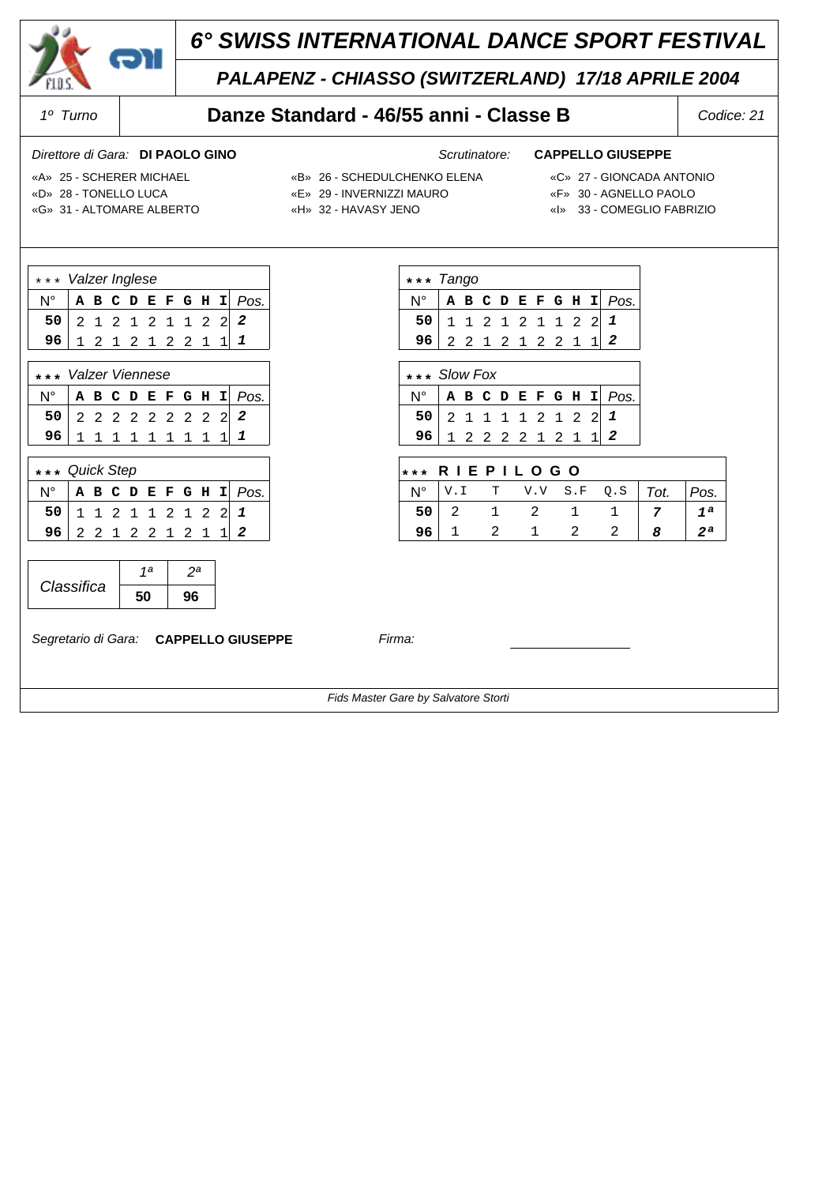# 6° SWISS INTERNATIONAL DANCE SPORT FESTIVAL

## PALAPENZ - CHIASSO (SWITZERLAND) 17/18 APRILE 2004

| 1° Turno | Danze Standard - 46/55 anni - Classe B | Codice: 21 |
|---|---|---|

*Direttore di Gara:* **DI PAOLO GINO** *Scrutinatore:* **CAPPELLO GIUSEPPE**

«A» 25 - SCHERER MICHAEL
«B» 26 - SCHEDULCHENKO ELENA
«C» 27 - GIONCADA ANTONIO
«D» 28 - TONELLO LUCA
«E» 29 - INVERNIZZI MAURO
«F» 30 - AGNELLO PAOLO
«G» 31 - ALTOMARE ALBERTO
«H» 32 - HAVASY JENO
«I» 33 - COMEGLIO FABRIZIO

*** Valzer Inglese

| N° | A | B | C | D | E | F | G | H | I | Pos. |
|---|---|---|---|---|---|---|---|---|---|---|
| 50 | 2 | 1 | 2 | 1 | 2 | 1 | 1 | 2 | 2 | 2 |
| 96 | 1 | 2 | 1 | 2 | 1 | 2 | 2 | 1 | 1 | 1 |

*** Tango

| N° | A | B | C | D | E | F | G | H | I | Pos. |
|---|---|---|---|---|---|---|---|---|---|---|
| 50 | 1 | 1 | 2 | 1 | 2 | 1 | 1 | 2 | 2 | 1 |
| 96 | 2 | 2 | 1 | 2 | 1 | 2 | 2 | 1 | 1 | 2 |

*** Valzer Viennese

| N° | A | B | C | D | E | F | G | H | I | Pos. |
|---|---|---|---|---|---|---|---|---|---|---|
| 50 | 2 | 2 | 2 | 2 | 2 | 2 | 2 | 2 | 2 | 2 |
| 96 | 1 | 1 | 1 | 1 | 1 | 1 | 1 | 1 | 1 | 1 |

*** Slow Fox

| N° | A | B | C | D | E | F | G | H | I | Pos. |
|---|---|---|---|---|---|---|---|---|---|---|
| 50 | 2 | 1 | 1 | 1 | 1 | 2 | 1 | 2 | 2 | 1 |
| 96 | 1 | 2 | 2 | 2 | 2 | 1 | 2 | 1 | 1 | 2 |

*** Quick Step

| N° | A | B | C | D | E | F | G | H | I | Pos. |
|---|---|---|---|---|---|---|---|---|---|---|
| 50 | 1 | 1 | 2 | 1 | 1 | 2 | 1 | 2 | 2 | 1 |
| 96 | 2 | 2 | 1 | 2 | 2 | 1 | 2 | 1 | 1 | 2 |

*** RIEPILOGO

| N° | V.I | T | V.V | S.F | Q.S | Tot. | Pos. |
|---|---|---|---|---|---|---|---|
| 50 | 2 | 1 | 2 | 1 | 1 | 7 | 1ª |
| 96 | 1 | 2 | 1 | 2 | 2 | 8 | 2ª |

| Classifica | 1ª | 2ª |
|---|---|---|
| | 50 | 96 |

*Segretario di Gara:* **CAPPELLO GIUSEPPE** *Firma:* ______________

*Fids Master Gare by Salvatore Storti*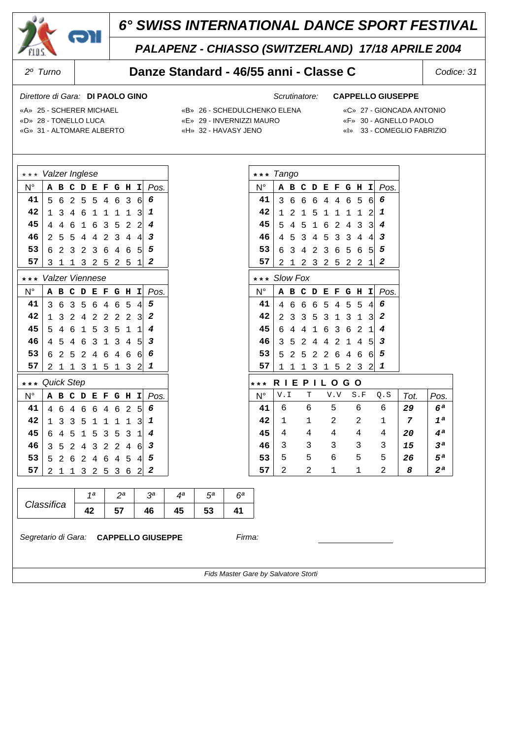# 6° SWISS INTERNATIONAL DANCE SPORT FESTIVAL

## PALAPENZ - CHIASSO (SWITZERLAND) 17/18 APRILE 2004

2° Turno | **Danze Standard - 46/55 anni - Classe C** | Codice: 31

Direttore di Gara: **DI PAOLO GINO**  Scrutinatore: **CAPPELLO GIUSEPPE**

«A» 25 - SCHERER MICHAEL «B» 26 - SCHEDULCHENKO ELENA «C» 27 - GIONCADA ANTONIO
«D» 28 - TONELLO LUCA «E» 29 - INVERNIZZI MAURO «F» 30 - AGNELLO PAOLO
«G» 31 - ALTOMARE ALBERTO «H» 32 - HAVASY JENO «I» 33 - COMEGLIO FABRIZIO

*** Valzer Inglese

| N° | A | B | C | D | E | F | G | H | I | Pos. |
|---|---|---|---|---|---|---|---|---|---|---|
| 41 | 5 | 6 | 2 | 5 | 5 | 4 | 6 | 3 | 6 | 6 |
| 42 | 1 | 3 | 4 | 6 | 1 | 1 | 1 | 1 | 3 | 1 |
| 45 | 4 | 4 | 6 | 1 | 6 | 3 | 5 | 2 | 2 | 4 |
| 46 | 2 | 5 | 5 | 4 | 4 | 2 | 3 | 4 | 4 | 3 |
| 53 | 6 | 2 | 3 | 2 | 3 | 6 | 4 | 6 | 5 | 5 |
| 57 | 3 | 1 | 1 | 3 | 2 | 5 | 2 | 5 | 1 | 2 |

*** Tango

| N° | A | B | C | D | E | F | G | H | I | Pos. |
|---|---|---|---|---|---|---|---|---|---|---|
| 41 | 3 | 6 | 6 | 6 | 4 | 4 | 6 | 5 | 6 | 6 |
| 42 | 1 | 2 | 1 | 5 | 1 | 1 | 1 | 1 | 2 | 1 |
| 45 | 5 | 4 | 5 | 1 | 6 | 2 | 4 | 3 | 3 | 4 |
| 46 | 4 | 5 | 3 | 4 | 5 | 3 | 3 | 4 | 4 | 3 |
| 53 | 6 | 3 | 4 | 2 | 3 | 6 | 5 | 6 | 5 | 5 |
| 57 | 2 | 1 | 2 | 3 | 2 | 5 | 2 | 2 | 1 | 2 |

*** Valzer Viennese

| N° | A | B | C | D | E | F | G | H | I | Pos. |
|---|---|---|---|---|---|---|---|---|---|---|
| 41 | 3 | 6 | 3 | 5 | 6 | 4 | 6 | 5 | 4 | 5 |
| 42 | 1 | 3 | 2 | 4 | 2 | 2 | 2 | 2 | 3 | 2 |
| 45 | 5 | 4 | 6 | 1 | 5 | 3 | 5 | 1 | 1 | 4 |
| 46 | 4 | 5 | 4 | 6 | 3 | 1 | 3 | 4 | 5 | 3 |
| 53 | 6 | 2 | 5 | 2 | 4 | 6 | 4 | 6 | 6 | 6 |
| 57 | 2 | 1 | 1 | 3 | 1 | 5 | 1 | 3 | 2 | 1 |

*** Slow Fox

| N° | A | B | C | D | E | F | G | H | I | Pos. |
|---|---|---|---|---|---|---|---|---|---|---|
| 41 | 4 | 6 | 6 | 6 | 5 | 4 | 5 | 5 | 4 | 6 |
| 42 | 2 | 3 | 3 | 5 | 3 | 1 | 3 | 1 | 3 | 2 |
| 45 | 6 | 4 | 4 | 1 | 6 | 3 | 6 | 2 | 1 | 4 |
| 46 | 3 | 5 | 2 | 4 | 4 | 2 | 1 | 4 | 5 | 3 |
| 53 | 5 | 2 | 5 | 2 | 2 | 6 | 4 | 6 | 6 | 5 |
| 57 | 1 | 1 | 1 | 3 | 1 | 5 | 2 | 3 | 2 | 1 |

*** Quick Step

| N° | A | B | C | D | E | F | G | H | I | Pos. |
|---|---|---|---|---|---|---|---|---|---|---|
| 41 | 4 | 6 | 4 | 6 | 6 | 4 | 6 | 2 | 5 | 6 |
| 42 | 1 | 3 | 3 | 5 | 1 | 1 | 1 | 1 | 3 | 1 |
| 45 | 6 | 4 | 5 | 1 | 5 | 3 | 5 | 3 | 1 | 4 |
| 46 | 3 | 5 | 2 | 4 | 3 | 2 | 2 | 4 | 6 | 3 |
| 53 | 5 | 2 | 6 | 2 | 4 | 6 | 4 | 5 | 4 | 5 |
| 57 | 2 | 1 | 1 | 3 | 2 | 5 | 3 | 6 | 2 | 2 |

*** RIEPILOGO

| N° | V.I | T | V.V | S.F | Q.S | Tot. | Pos. |
|---|---|---|---|---|---|---|---|
| 41 | 6 | 6 | 5 | 6 | 6 | 29 | 6ª |
| 42 | 1 | 1 | 2 | 2 | 1 | 7 | 1ª |
| 45 | 4 | 4 | 4 | 4 | 4 | 20 | 4ª |
| 46 | 3 | 3 | 3 | 3 | 3 | 15 | 3ª |
| 53 | 5 | 5 | 6 | 5 | 5 | 26 | 5ª |
| 57 | 2 | 2 | 1 | 1 | 2 | 8 | 2ª |

| Classifica | 1ª | 2ª | 3ª | 4ª | 5ª | 6ª |
|---|---|---|---|---|---|---|
| | 42 | 57 | 46 | 45 | 53 | 41 |

Segretario di Gara: **CAPPELLO GIUSEPPE**  Firma: ______________

Fids Master Gare by Salvatore Storti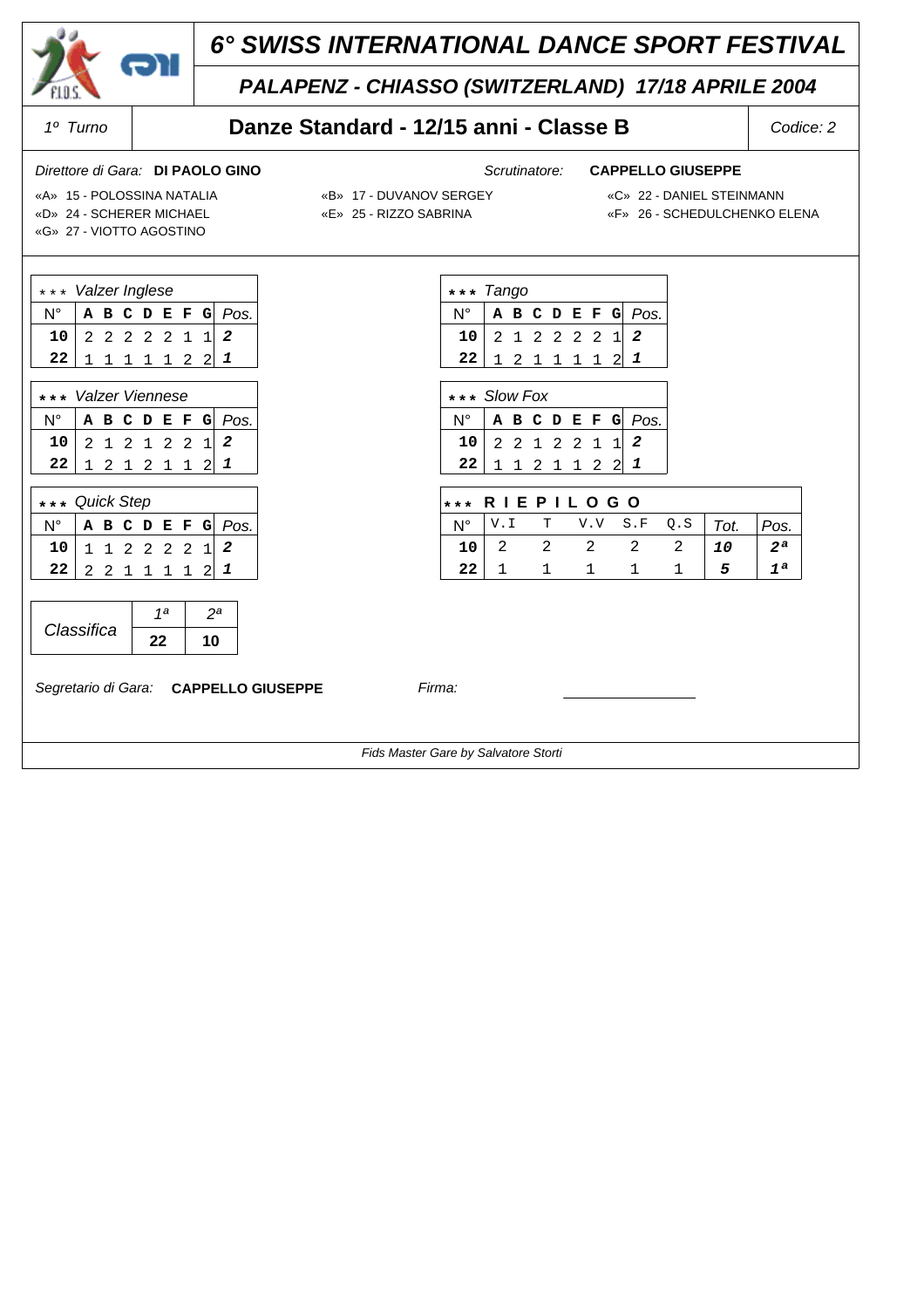# 6° SWISS INTERNATIONAL DANCE SPORT FESTIVAL

## PALAPENZ - CHIASSO (SWITZERLAND) 17/18 APRILE 2004

| 1° Turno | Danze Standard - 12/15 anni - Classe B | Codice: 2 |
|---|---|---|

*Direttore di Gara:* **DI PAOLO GINO** *Scrutinatore:* **CAPPELLO GIUSEPPE**

«A» 15 - POLOSSINA NATALIA
«B» 17 - DUVANOV SERGEY
«C» 22 - DANIEL STEINMANN
«D» 24 - SCHERER MICHAEL
«E» 25 - RIZZO SABRINA
«F» 26 - SCHEDULCHENKO ELENA
«G» 27 - VIOTTO AGOSTINO

*** *Valzer Inglese*

| N° | A | B | C | D | E | F | G | Pos. |
|---|---|---|---|---|---|---|---|---|
| **10** | 2 | 2 | 2 | 2 | 2 | 1 | 1 | ***2*** |
| **22** | 1 | 1 | 1 | 1 | 1 | 2 | 2 | ***1*** |

*** *Tango*

| N° | A | B | C | D | E | F | G | Pos. |
|---|---|---|---|---|---|---|---|---|
| **10** | 2 | 1 | 2 | 2 | 2 | 2 | 1 | ***2*** |
| **22** | 1 | 2 | 1 | 1 | 1 | 1 | 2 | ***1*** |

*** *Valzer Viennese*

| N° | A | B | C | D | E | F | G | Pos. |
|---|---|---|---|---|---|---|---|---|
| **10** | 2 | 1 | 2 | 1 | 2 | 2 | 1 | ***2*** |
| **22** | 1 | 2 | 1 | 2 | 1 | 1 | 2 | ***1*** |

*** *Slow Fox*

| N° | A | B | C | D | E | F | G | Pos. |
|---|---|---|---|---|---|---|---|---|
| **10** | 2 | 2 | 1 | 2 | 2 | 1 | 1 | ***2*** |
| **22** | 1 | 1 | 2 | 1 | 1 | 2 | 2 | ***1*** |

*** *Quick Step*

| N° | A | B | C | D | E | F | G | Pos. |
|---|---|---|---|---|---|---|---|---|
| **10** | 1 | 1 | 2 | 2 | 2 | 2 | 1 | ***2*** |
| **22** | 2 | 2 | 1 | 1 | 1 | 1 | 2 | ***1*** |

*** **R I E P I L O G O**

| N° | V.I | T | V.V | S.F | Q.S | Tot. | Pos. |
|---|---|---|---|---|---|---|---|
| **10** | 2 | 2 | 2 | 2 | 2 | ***10*** | ***2ª*** |
| **22** | 1 | 1 | 1 | 1 | 1 | ***5*** | ***1ª*** |

| Classifica | 1ª | 2ª |
|---|---|---|
| | **22** | **10** |

*Segretario di Gara:* **CAPPELLO GIUSEPPE** *Firma:*

*Fids Master Gare by Salvatore Storti*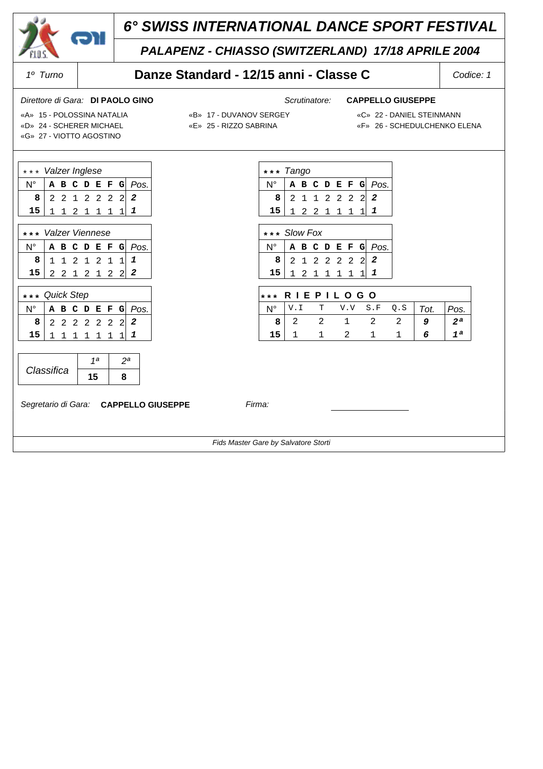# 6° SWISS INTERNATIONAL DANCE SPORT FESTIVAL

## PALAPENZ - CHIASSO (SWITZERLAND) 17/18 APRILE 2004

| 1° Turno | Danze Standard - 12/15 anni - Classe C | Codice: 1 |
|---|---|---|

*Direttore di Gara:* **DI PAOLO GINO** *Scrutinatore:* **CAPPELLO GIUSEPPE**

«A» 15 - POLOSSINA NATALIA «B» 17 - DUVANOV SERGEY «C» 22 - DANIEL STEINMANN
«D» 24 - SCHERER MICHAEL «E» 25 - RIZZO SABRINA «F» 26 - SCHEDULCHENKO ELENA
«G» 27 - VIOTTO AGOSTINO

*** *Valzer Inglese*

| N° | A | B | C | D | E | F | G | Pos. |
|---|---|---|---|---|---|---|---|---|
| 8 | 2 | 2 | 1 | 2 | 2 | 2 | 2 | 2 |
| 15 | 1 | 1 | 2 | 1 | 1 | 1 | 1 | 1 |

*** *Tango*

| N° | A | B | C | D | E | F | G | Pos. |
|---|---|---|---|---|---|---|---|---|
| 8 | 2 | 1 | 1 | 2 | 2 | 2 | 2 | 2 |
| 15 | 1 | 2 | 2 | 1 | 1 | 1 | 1 | 1 |

*** *Valzer Viennese*

| N° | A | B | C | D | E | F | G | Pos. |
|---|---|---|---|---|---|---|---|---|
| 8 | 1 | 1 | 2 | 1 | 2 | 1 | 1 | 1 |
| 15 | 2 | 2 | 1 | 2 | 1 | 2 | 2 | 2 |

*** *Slow Fox*

| N° | A | B | C | D | E | F | G | Pos. |
|---|---|---|---|---|---|---|---|---|
| 8 | 2 | 1 | 2 | 2 | 2 | 2 | 2 | 2 |
| 15 | 1 | 2 | 1 | 1 | 1 | 1 | 1 | 1 |

*** *Quick Step*

| N° | A | B | C | D | E | F | G | Pos. |
|---|---|---|---|---|---|---|---|---|
| 8 | 2 | 2 | 2 | 2 | 2 | 2 | 2 | 2 |
| 15 | 1 | 1 | 1 | 1 | 1 | 1 | 1 | 1 |

*** RIEPILOGO

| N° | V.I | T | V.V | S.F | Q.S | Tot. | Pos. |
|---|---|---|---|---|---|---|---|
| 8 | 2 | 2 | 1 | 2 | 2 | 9 | 2ª |
| 15 | 1 | 1 | 2 | 1 | 1 | 6 | 1ª |

| Classifica | 1ª | 2ª |
|---|---|---|
| | 15 | 8 |

*Segretario di Gara:* **CAPPELLO GIUSEPPE** *Firma:*

*Fids Master Gare by Salvatore Storti*